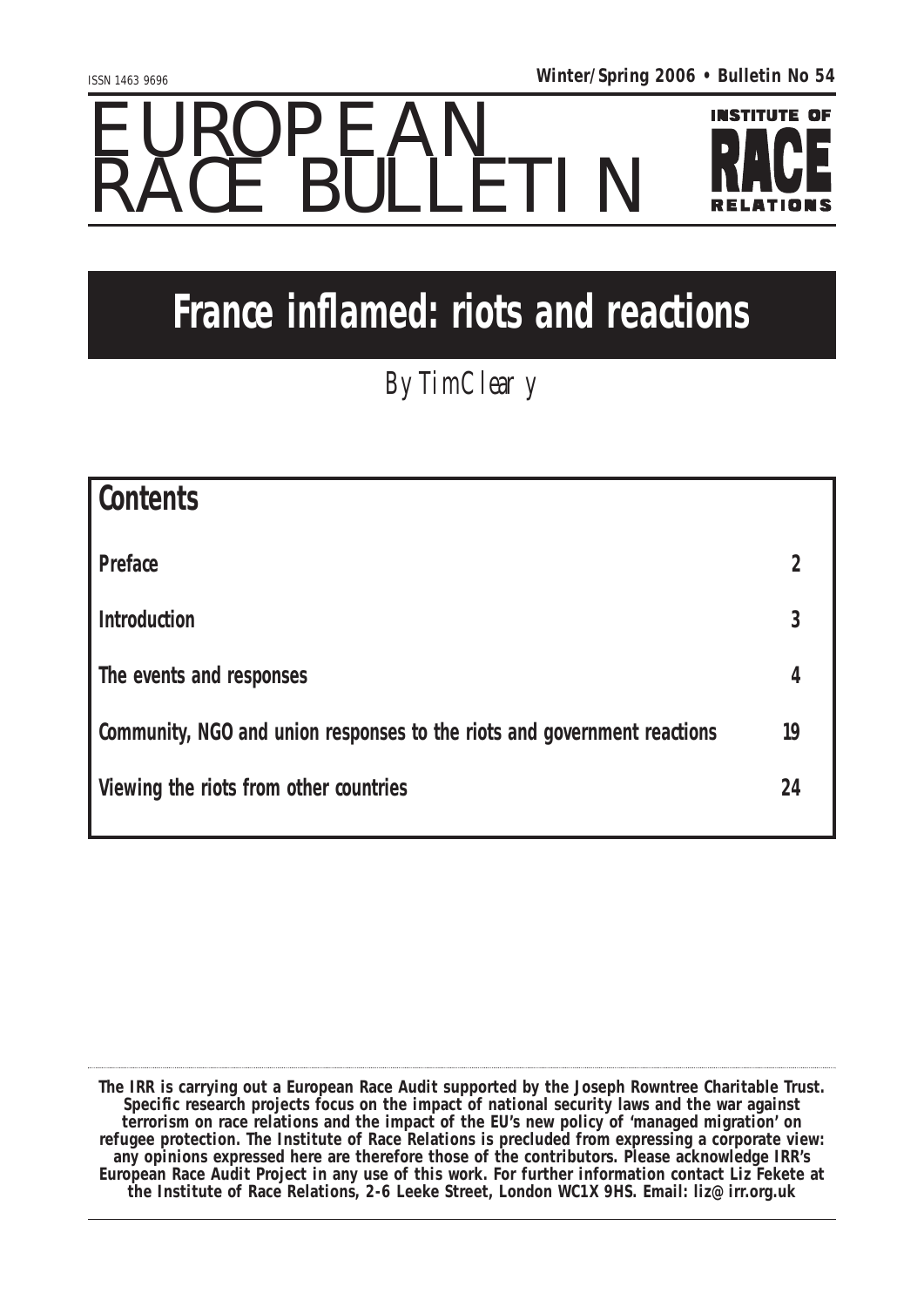ISSN 1463 9696

**Winter/Spring 2006 • Bulletin No 54**

# EUROPEAN RACE BULLETIN

INSTITUTE OF RACE RELATIONS

# France inflamed: riots and reactions

By Tim Cleary

## Contents

| | |
|---|---|
| **Preface** | **2** |
| **Introduction** | **3** |
| **The events and responses** | **4** |
| **Community, NGO and union responses to the riots and government reactions** | **19** |
| **Viewing the riots from other countries** | **24** |

**The IRR is carrying out a European Race Audit supported by the Joseph Rowntree Charitable Trust. Specific research projects focus on the impact of national security laws and the war against terrorism on race relations and the impact of the EU's new policy of 'managed migration' on refugee protection. The Institute of Race Relations is precluded from expressing a corporate view: any opinions expressed here are therefore those of the contributors. Please acknowledge IRR's European Race Audit Project in any use of this work. For further information contact Liz Fekete at the Institute of Race Relations, 2-6 Leeke Street, London WC1X 9HS. Email: liz@irr.org.uk**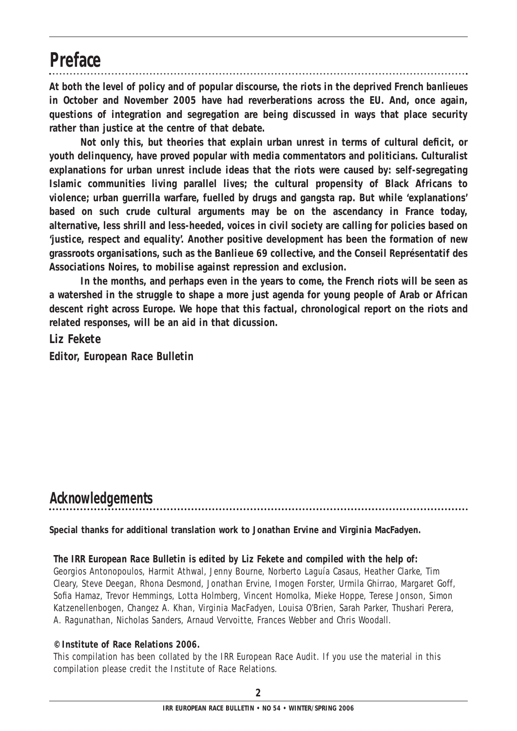# Preface

**At both the level of policy and of popular discourse, the riots in the deprived French *banlieues* in October and November 2005 have had reverberations across the EU. And, once again, questions of integration and segregation are being discussed in ways that place security rather than justice at the centre of that debate.**

**Not only this, but theories that explain urban unrest in terms of cultural deficit, or youth delinquency, have proved popular with media commentators and politicians. Culturalist explanations for urban unrest include ideas that the riots were caused by: self-segregating Islamic communities living parallel lives; the cultural propensity of Black Africans to violence; urban guerrilla warfare, fuelled by drugs and gangsta rap. But while 'explanations' based on such crude cultural arguments may be on the ascendancy in France today, alternative, less shrill and less-heeded, voices in civil society are calling for policies based on 'justice, respect and equality'. Another positive development has been the formation of new grassroots organisations, such as the Banlieue 69 collective, and the Conseil Représentatif des Associations Noires, to mobilise against repression and exclusion.**

**In the months, and perhaps even in the years to come, the French riots will be seen as a watershed in the struggle to shape a more just agenda for young people of Arab or African descent right across Europe. We hope that this factual, chronological report on the riots and related responses, will be an aid in that dicussion.**

***Liz Fekete***

***Editor, European Race Bulletin***

# Acknowledgements

**Special thanks for additional translation work to Jonathan Ervine and Virginia MacFadyen.**

***The IRR European Race Bulletin is edited by Liz Fekete and compiled with the help of:***
*Georgios Antonopoulos, Harmit Athwal, Jenny Bourne, Norberto Laguía Casaus, Heather Clarke, Tim Cleary, Steve Deegan, Rhona Desmond, Jonathan Ervine, Imogen Forster, Urmila Ghirrao, Margaret Goff, Sofia Hamaz, Trevor Hemmings, Lotta Holmberg, Vincent Homolka, Mieke Hoppe, Terese Jonson, Simon Katzenellenbogen, Changez A. Khan, Virginia MacFadyen, Louisa O'Brien, Sarah Parker, Thushari Perera, A. Ragunathan, Nicholas Sanders, Arnaud Vervoitte, Frances Webber and Chris Woodall.*

**© Institute of Race Relations 2006.**
*This compilation has been collated by the IRR European Race Audit. If you use the material in this compilation please credit the Institute of Race Relations.*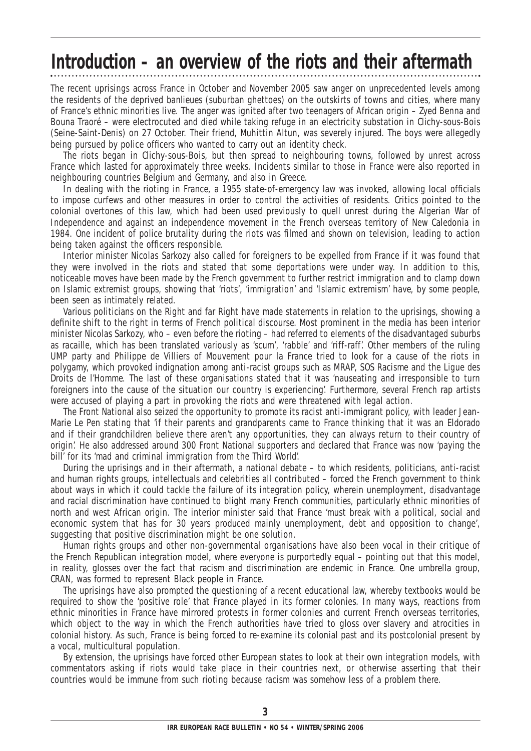# Introduction – an overview of the riots and their aftermath

The recent uprisings across France in October and November 2005 saw anger on unprecedented levels among the residents of the deprived banlieues (suburban ghettoes) on the outskirts of towns and cities, where many of France's ethnic minorities live. The anger was ignited after two teenagers of African origin – Zyed Benna and Bouna Traoré – were electrocuted and died while taking refuge in an electricity substation in Clichy-sous-Bois (Seine-Saint-Denis) on 27 October. Their friend, Muhittin Altun, was severely injured. The boys were allegedly being pursued by police officers who wanted to carry out an identity check.

The riots began in Clichy-sous-Bois, but then spread to neighbouring towns, followed by unrest across France which lasted for approximately three weeks. Incidents similar to those in France were also reported in neighbouring countries Belgium and Germany, and also in Greece.

In dealing with the rioting in France, a 1955 state-of-emergency law was invoked, allowing local officials to impose curfews and other measures in order to control the activities of residents. Critics pointed to the colonial overtones of this law, which had been used previously to quell unrest during the Algerian War of Independence and against an independence movement in the French overseas territory of New Caledonia in 1984. One incident of police brutality during the riots was filmed and shown on television, leading to action being taken against the officers responsible.

Interior minister Nicolas Sarkozy also called for foreigners to be expelled from France if it was found that they were involved in the riots and stated that some deportations were under way. In addition to this, noticeable moves have been made by the French government to further restrict immigration and to clamp down on Islamic extremist groups, showing that 'riots', 'immigration' and 'Islamic extremism' have, by some people, been seen as intimately related.

Various politicians on the Right and far Right have made statements in relation to the uprisings, showing a definite shift to the right in terms of French political discourse. Most prominent in the media has been interior minister Nicolas Sarkozy, who – even before the rioting – had referred to elements of the disadvantaged suburbs as *racaille*, which has been translated variously as 'scum', 'rabble' and 'riff-raff'. Other members of the ruling UMP party and Philippe de Villiers of Mouvement pour la France tried to look for a cause of the riots in polygamy, which provoked indignation among anti-racist groups such as MRAP, SOS Racisme and the Ligue des Droits de l'Homme. The last of these organisations stated that it was 'nauseating and irresponsible to turn foreigners into the cause of the situation our country is experiencing'. Furthermore, several French rap artists were accused of playing a part in provoking the riots and were threatened with legal action.

The Front National also seized the opportunity to promote its racist anti-immigrant policy, with leader Jean-Marie Le Pen stating that 'if their parents and grandparents came to France thinking that it was an Eldorado and if their grandchildren believe there aren't any opportunities, they can always return to their country of origin'. He also addressed around 300 Front National supporters and declared that France was now 'paying the bill' for its 'mad and criminal immigration from the Third World'.

During the uprisings and in their aftermath, a national debate – to which residents, politicians, anti-racist and human rights groups, intellectuals and celebrities all contributed – forced the French government to think about ways in which it could tackle the failure of its integration policy, wherein unemployment, disadvantage and racial discrimination have continued to blight many French communities, particularly ethnic minorities of north and west African origin. The interior minister said that France 'must break with a political, social and economic system that has for 30 years produced mainly unemployment, debt and opposition to change', suggesting that positive discrimination might be one solution.

Human rights groups and other non-governmental organisations have also been vocal in their critique of the French Republican integration model, where everyone is purportedly equal – pointing out that this model, in reality, glosses over the fact that racism and discrimination are endemic in France. One umbrella group, CRAN, was formed to represent Black people in France.

The uprisings have also prompted the questioning of a recent educational law, whereby textbooks would be required to show the 'positive role' that France played in its former colonies. In many ways, reactions from ethnic minorities in France have mirrored protests in former colonies and current French overseas territories, which object to the way in which the French authorities have tried to gloss over slavery and atrocities in colonial history. As such, France is being forced to re-examine its colonial past and its postcolonial present by a vocal, multicultural population.

By extension, the uprisings have forced other European states to look at their own integration models, with commentators asking if riots would take place in their countries next, or otherwise asserting that their countries would be immune from such rioting because racism was somehow less of a problem there.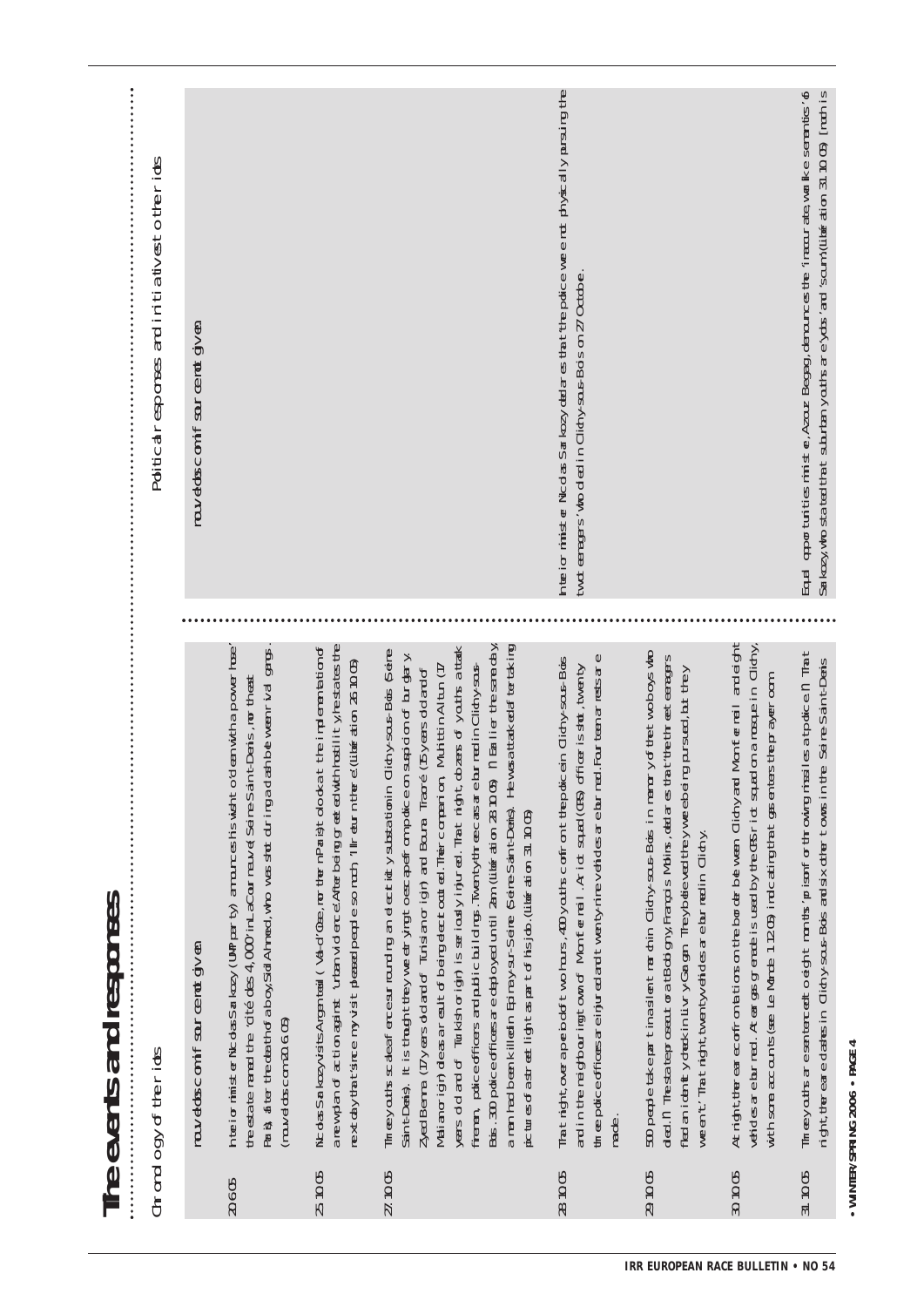# The events and responses

| Chronology of the riots | | Political responses and initiatives to the riots |
| --- | --- | --- |
| | *nouvelobs.com is if source not given* | *nouvelobs.com is if source not given* |
| 20.6.05 | Interior minister Nicolas Sarkozy (UMP party) announces his wish to 'clean with a power hose' the estate named the 'cité des 4,000' in La Courneuve (Seine Saint-Denis, north east Paris), after the death of a boy, Sidi Ahmed, who was shot during a clash between rival gangs. (nouvelobs.com 20.6.05) | |
| 25.10.05 | Nicolas Sarkozy visits Argenteuil (Val-d'Oise, north of Paris) to look at the implementation of a new plan of action against 'urban violence'. After being greeted with hostility, he states the next day that 'since my visit pleased people so much, I'll return there'. (*Libération* 25.10.05) | |
| 27.10.05 | Three youths scale a fence surrounding an electricity substation in Clichy-sous-Bois (Seine Saint-Denis). It is thought they were trying to escape from police on suspicion of burglary. Zyed Benna (17 years old and of Tunisian origin) and Bouna Traoré (15 years old and of Malian origin) die as a result of being electrocuted. Their companion, Muhittin Altun (17 years old and of Turkish origin) is seriously injured. That night, dozens of youths attack firemen, police officers and public buildings. Twenty-three cars are burned in Clichy-sous-Bois. 300 police officers are deployed until 2am (*Libération* 28.10.05) [1] Earlier the same day, a man had been killed in Epinay-sur-Seine (Seine Saint-Denis). He was attacked after taking pictures of a street light as part of his job. (*Libération* 31.10.05) | |
| 28.10.05 | That night, over a period of two hours, 400 youths confront the police in Clichy-sous-Bois and in the neighbouring town of Montfermeil. A riot squad (CRS) officer is shot, twenty three police officers are injured and twenty-nine vehicles are burned. Fourteen arrests are made. | Interior minister Nicolas Sarkozy declares that 'the police were not physically pursuing the two teenagers' who died in Clichy-sous-Bois on 27 October. |
| 29.10.05 | 500 people take part in a silent march in Clichy-sous-Bois in memory of the two boys who died. [1] The state prosecutor at Bobigny, François Molins, declares that 'the three teenagers fled an identity check in Livry Gargan. They believed they were being pursued, but they weren't.' That night, twenty vehicles are burned in Clichy. | |
| 30.10.05 | At night, there are confrontations on the border between Clichy and Montfermeil and eight vehicles are burned. A tear gas grenade is used by the CRS riot squad on a mosque in Clichy, with some accounts (see *Le Monde* 1.12.05) indicating that gas enters the prayer room. | |
| 31.10.05 | Three youths are sentenced to eight months 'prison' for throwing missiles at police. [1] That night, there are clashes in Clichy-sous-Bois and six other towns in the Seine Saint-Denis | Equal opportunities minister, Azouz Begag, denounces the 'inaccurate, warlike semantics' of Sarkozy, who stated that suburban youths are 'yobs' and 'scum'. (*Libération* 31.10.05) [much is |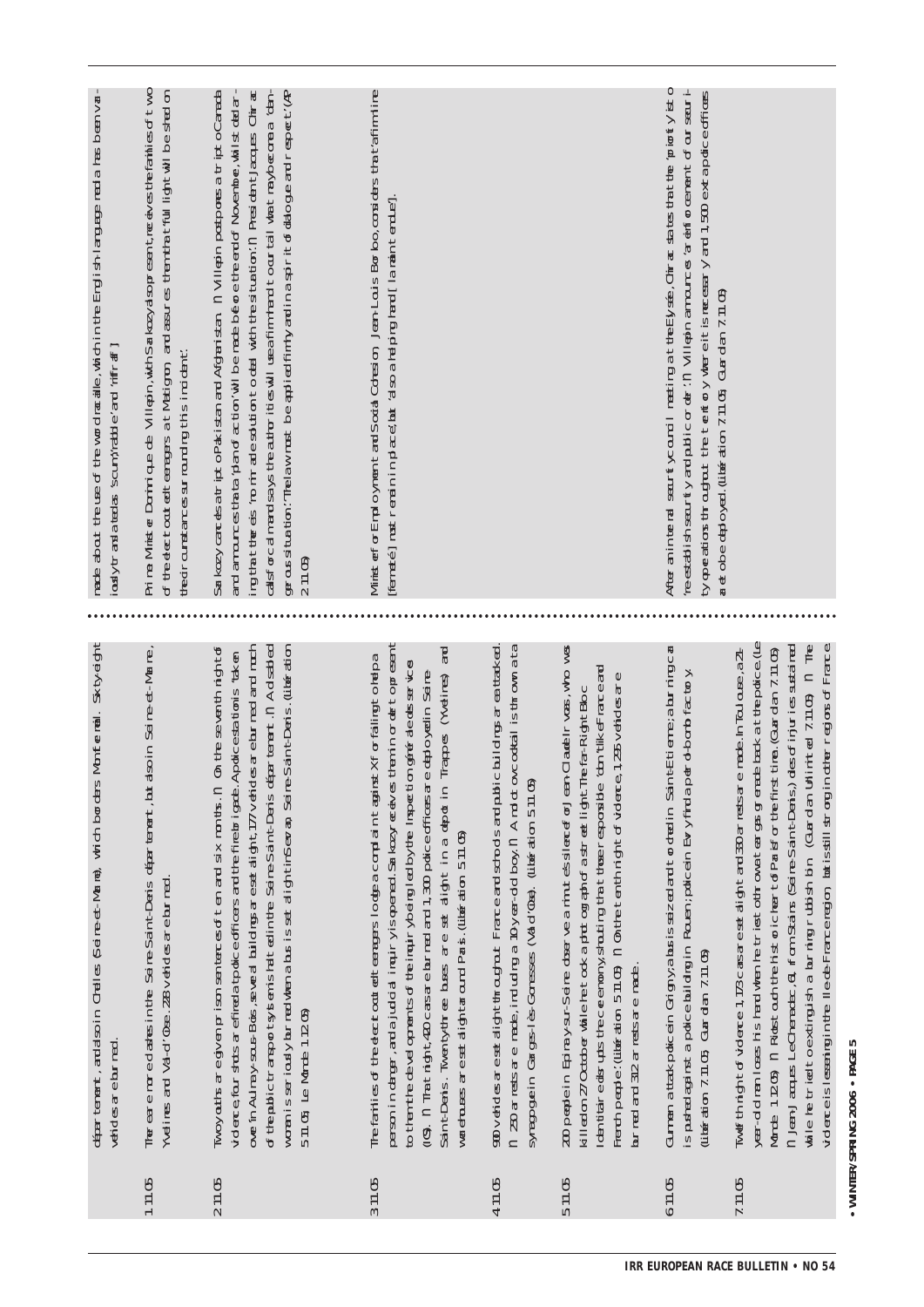| | |
|---|---|
| | département, and also in Chelles (Seine-et-Marne), which borders Montfermeil. Sixty-eight vehicles are burned. |
| 1.11.05 | There are renewed clashes in the Seine-Saint-Denis département, but also in Seine-et-Marne, Yvelines and Val-d'Oise. 228 vehicles are burned. |
| 2.11.05 | Two youths are given prison sentences of ten and six months. ¶ On the seventh night of violence, four shots are fired at police officers and the fire brigade. A police station is 'taken over' in Aulnay-sous-Bois, several buildings are set alight, 177 vehicles are burned and much of the public transport system is halted in the Seine-Saint-Denis département. ¶ A disabled woman is seriously burned when a bus is set alight in Sevran, Seine-Saint-Denis. (Libération 5.11.05; Le Monde 1.12.05) |
| 3.11.05 | The families of the electrocuted teenagers lodge a complaint against X for failing to help a person in danger, and a judicial inquiry is opened. Sarkozy receives them in order to present to them the developments of the inquiry being led by the Inspection générale des services (IGS). ¶ That night, 420 cars are burned and 1,300 police officers are deployed in Seine-Saint-Denis. Twenty-three buses are set alight in a depot in Trappes (Yvelines) and warehouses are set alight around Paris. (Libération 5.11.05) |
| 4.11.05 | 900 vehicles are set alight throughout France and schools and public buildings are attacked. ¶ 250 arrests are made, including a 10-year-old boy. ¶ A molotov cocktail is thrown at a synagogue in Garges-lès-Gonesses (Val-d'Oise). (Libération 5.11.05) |
| 5.11.05 | 200 people in Epinay-sur-Seine observe a minute's silence for Jean-Claude Irvoas, who was killed on 27 October while he took a photograph of a street light. The far-Right Bloc Identitaire disrupts the ceremony, shouting that those responsible 'don't like France and French people'. (Libération 5.11.05) ¶ On the tenth night of violence, 1,295 vehicles are burned and 312 arrests are made. |
| 6.11.05 | Gunmen attack police in Grigny; a bus is seized and torched in Saint-Etienne; a burning car is pushed against a police building in Rouen; police in Evry find a petrol-bomb factory. (Libération 7.11.05; Guardian 7.11.05) |
| 7.11.05 | Twelfth night of violence. 1,173 cars are set alight and 330 arrests are made. In Toulouse, a 21-year-old man loses his hand when he tries to throw tear-gas grenade back at the police. (Le Monde 1.12.05) ¶ Riots touch the historic heart of Paris for the first time. (Guardian 7.11.05) ¶ Jean-Jacques Le Chenadec, 61, from Stains (Seine-Saint-Denis), dies of injuries sustained while he tried to extinguish a burning rubbish bin. (Guardian Unlimited 7.11.05) ¶ The violence is lessening in the Ile-de-France region but is still strong in other regions of France made about the use of the word racaille, which in the English-language media has been variously translated as 'scum', 'rabble' and 'riff-raff'. |
| | Prime Minister Dominique de Villepin, with Sarkozy also present, receives the families of two of the electrocuted teenagers at Matignon and assures them that 'full light will be shed on the circumstances surrounding this incident'. |
| | Sarkozy cancels a trip to Pakistan and Afghanistan. ¶ Villepin postpones a trip to Canada and announces that a 'plan of action' will be made before the end of November, whilst declaring that there is 'no miracle solution' to deal with the situation. ¶ President Jacques Chirac calls for calm and says the authorities will use a firm hand to curtail what may become a 'dangerous situation'. 'The law must be applied firmly and in a spirit of dialogue and respect.' (AP 2.11.05) |
| | Minister for Employment and Social Cohesion Jean-Louis Borloo, considers that 'a firm line [fermeté] must remain in place, but also a helping hand [la main tendue]'. |
| | After an internal security council meeting at the Elysée, Chirac states that the 'priority is to re-establish security and public order'. ¶ Villepin announces 'a reinforcement of our security operations throughout the territory where it is necessary' and 1,500 extra police officers are to be deployed. (Libération 7.11.05; Guardian 7.11.05) |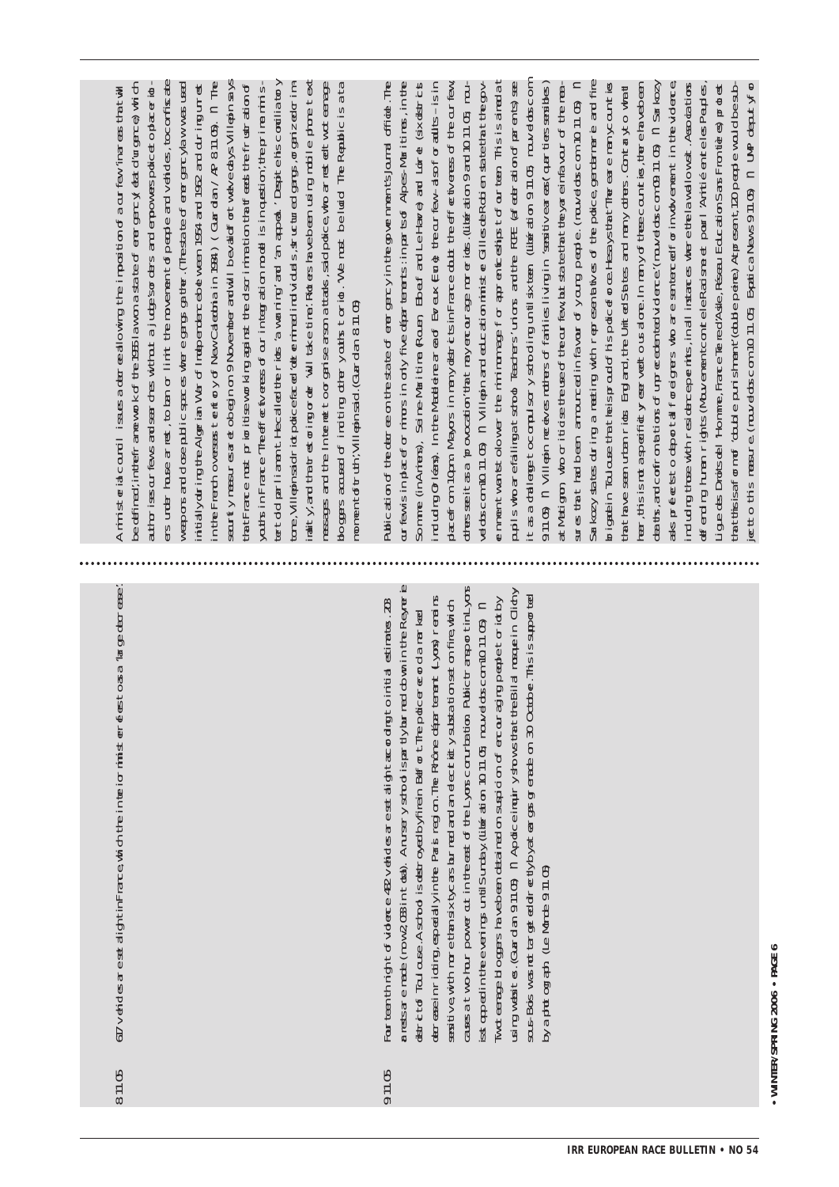8.11.05

617 vehicles are set alight in France, which the interior minister describes as a 'large decrease'.

A ministerial council issues a decree allowing the imposition of a curfew in areas that will be defined; in the framework of the 1955 law on a state of emergency (état d'urgence) which authorises curfews and searches without a judge's orders and empowers police to place rioters under house arrest, to ban or limit the movement of people and vehicles, to confiscate weapons and close public spaces where gangs gather. (The state of emergency law was used initially during the Algerian War of Independence between 1954 and 1962 and during unrest in the French overseas territory of New Caledonia in 1984.) (Guardian / AP 8.11.05) ¶ The security measures are to begin on 9 November and will be valid for twelve days. Villepin says that France must prioritise working against the discrimination that feeds the frustration of youths in France. 'The effectiveness of our integration model is in question,' the prime minister told parliament. He called the riots 'a warning' and 'an appeal.' Despite his conciliatory tone, Villepin said riot police faced 'determined individuals, structured gangs, organized criminality', and that restoring order 'will take time.' Rioters have been using mobile phone text messages and the Internet to organise arson attacks, said police, who arrested two teenage bloggers accused of inciting other youths to riot. 'We must be lucid. The Republic is at a moment of truth,' Villepin said. (Guardian 8.11.05)

9.11.05

Fourteenth night of violence: 482 vehicles are set alight according to initial estimates. 203 arrests are made (now 2,033 in total). A nursery school is partly burned down in the Reynerie district of Toulouse. A school is destroyed by fire in Belfort. The police record a marked decrease in rioting, especially in the Paris region. The Rhône département (Lyons) remains sensitive, with more than six cars burned and an electricity substation set on fire, which causes a two-hour power cut in the east of the Lyons conurbation. Public transport in Lyons is stopped in the evenings until Sunday. (Libération 10.11.05; nouvelobs.com 10.11.05) ¶ Two teenage bloggers have been detained on suspicion of encouraging people to riot by using websites. (Guardian 9.11.05) ¶ A police inquiry shows that the Bilal mosque in Clichy-sous-Bois was not targeted directly by a tear gas grenade on 30 October. This is supported by a photograph. (Le Monde 9.11.05)

Publication of the decree on the state of emergency in the government's *Journal officiel*. The curfew is in place for minors in only five départements: in parts of Alpes-Maritimes, in the Somme (in Amiens), Seine-Maritime (Rouen, Elbeuf and Le Havre) and Loiret (six districts including Orléans). In the Meuthe-et-Moselle and Eure (Evreux), the curfew – also for adults – is in place from 10pm. Mayors in many districts in France doubt the effectiveness of the curfew, others see it as a 'provocation' that may encourage more riots. (Libération 9 and 10.11.05; nouvelobs.com 10.11.05) ¶ Villepin and education minister Gilles de Robien state that the government wants to lower the minimum age for apprenticeships to fourteen. This is aimed at pupils who are failing at school. Teachers' unions and the FCPE (federation of parents) see it as a challenge to compulsory schooling until sixteen. (Libération 9.11.05; nouvelobs.com 9.11.05) ¶ Villepin receives mothers of families living in 'sensitive areas' (quartiers sensibles) at Matignon who criticise the use of the curfew, but state that they are in favour of the measures that had been announced in favour of young people. (nouvelobs.com 10.11.05) ¶ Sarkozy states during a meeting with representatives of the police, gendarmerie and fire brigade in Toulouse that he is proud of his police force. He says that 'There are many countries that have seen urban riots: England, the United States and many others. Contrary to what I hear, this is not a specificity reserved to us alone. In many of these countries, there have been deaths, and confrontations of unprecedented violence.' (nouvelobs.com 09.11.05) ¶ Sarkozy asks préfects to deport all foreigners who are sentenced for involvement in the violence, including those with residence permits, in all instances where there is a valid visa. Associations defending human rights (Mouvement contre le Racisme et pour l'Amitié entre les Peuples, Ligue des Droits de l'Homme, France Terre d'Asile, Réseau Education Sans Frontières) protest that this is a form of 'double punishment' (double peine). At present, 120 people would be subject to this measure. (nouvelobs.com 10.11.05; Expatica News 9.11.05) ¶ UMP deputy for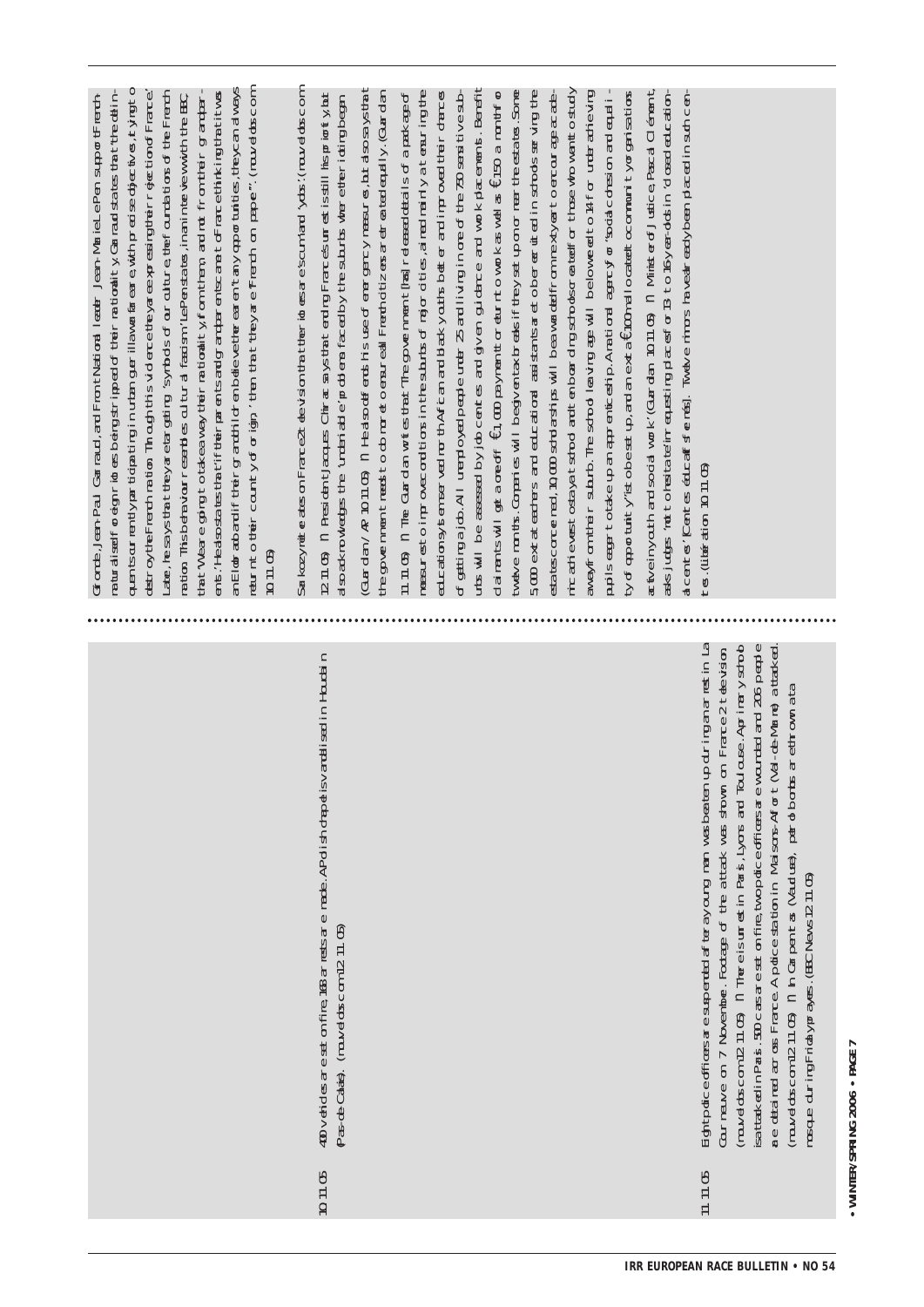10.11.05 400 vehicles are set on fire, 163 arrests are made. A Polish chapel is vandalised in Houdain (Pas-de-Calais). (nouvelobs.com 12.11.05)

11.11.05 Eight police officers are suspended after a young man was beaten up during an arrest in La Courneuve on 7 November. Footage of the attack was shown on France 2 television. (nouvelobs.com 12.11.05) ■ There is unrest in Paris, Lyons and Toulouse. A primary school is attacked in Paris. 500 cars are set on fire, two police officers are wounded and 206 people are detained across France. A police station in Maisons-Alfort (Val-de-Marne) is attacked. (nouvelobs.com 12.11.05) ■ In Carpentras (Vaucluse), petrol bombs are thrown at a mosque during Friday prayers. (BBC News 12.11.05)

Gironde, Jean-Paul Garraud, and Front National leader Jean-Marie Le Pen support French naturalised foreigners being stripped of their nationality. Garraud states that 'the delinquents currently participating in urban guerilla warfare, with precise objectives, trying to destroy the French nation. Through this violence they are expressing their rejection of France.' Later, he says that they are targeting 'symbols of our culture, the foundations of the French nation. This behaviour resembles cultural fascism.' Le Pen states, in an interview with the BBC, that 'We are going to take away their nationality from them, and not from their grandparents.' He also states that if their parents and grandparents came to France thinking that it was an Eldorado and if their children believe they aren't given any opportunities, they can always return to their country of origin,' then that 'they are French on paper'. (nouvelobs.com 10.11.05)

Sarkozy reiterates on France 2 television that the rioters are 'scum' and 'yobs'. (nouvelobs.com 12.11.05) ■ President Jacques Chirac says that ending France's unrest is still 'his priority' but also acknowledges the 'undeniable' problems faced by the suburbs where the rioting began. (Guardian / AP 10.11.05) ■ He also defends his use of emergency measures, but also says that the government needs to do more to ensure all French citizens are treated equally. (Guardian 11.11.05) ■ The Guardian writes that 'The government [has] released details of a package of measures to improve conditions in the suburbs of major cities, aimed mainly at ensuring the education system serves North African and black youths better and improved their chances of getting a job. All unemployed people under 25 and living in one of the 750 sensitive suburbs will be assessed by job centres and given guidance and work placements. Benefit claimants will get a one-off €1,000 payment to return to work as well as €150 a month for twelve months. Companies will be given tax breaks if they set up on or near the estates. Some 5,000 extra teachers and educational assistants are to be recruited in schools serving the estates concerned, 10,000 scholarships will be awarded from next year to encourage academic achievers to stay at school and ten boarding schools created for those who want to study away from their suburb. The school leaving age will be lowered to 14 for underachieving pupils eager to take up an apprenticeship. A national agency for "social cohesion and equality of opportunity" is to be set up, and an extra €100m allocated to community organisations active in youth and social work.' (Guardian 10.11.05) ■ Minister of Justice, Pascal Clément, asks judges 'not to hesitate' in requesting placements for 13 to 16 year-olds in 'closed educational centres' [Centres éducatifs fermés]. Twelve minors have already been placed in such centres. (Libération 10.11.05)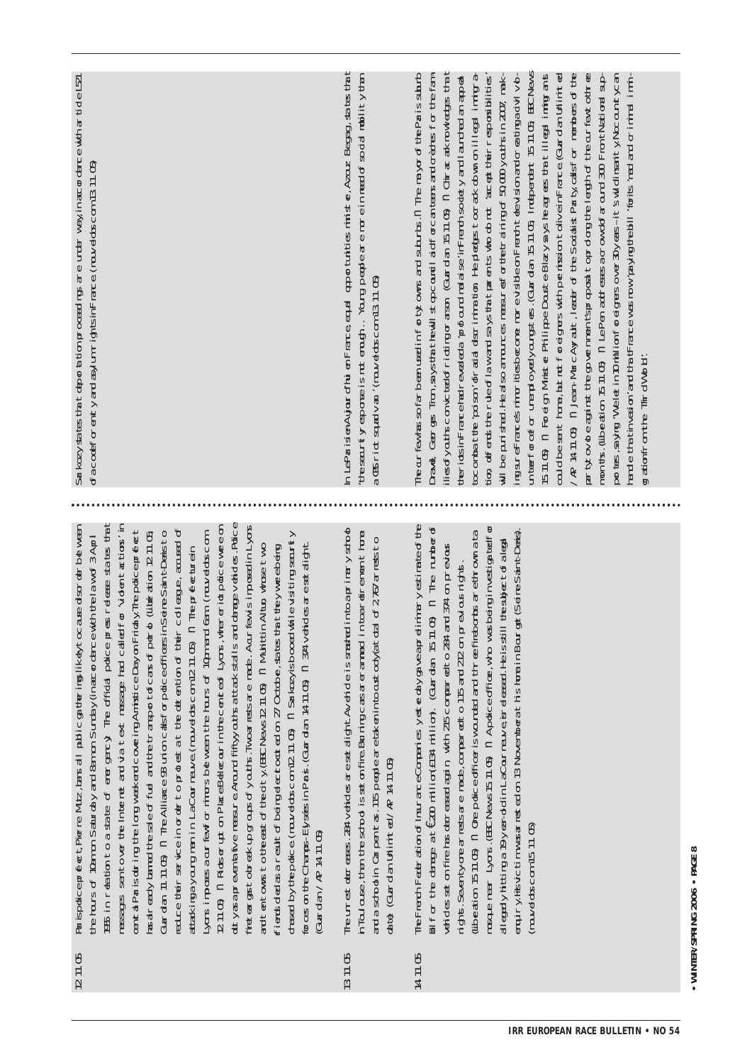**12.11.05**

Paris police prefect, Pierre Mutz, bans all public gatherings likely to cause disorder between the hours of 10am on Saturday and 8am on Sunday (in accordance with the law of 3 April 1955 in relation to a state of emergency). The official police press release states that messages sent over the Internet and via text message had called for 'violent actions' in central Paris during the long weekend covering Armistice Day on Friday. The police prefect has already banned the sale of fuel and the transport of cans of petrol. (Liberation 12.11.05, Guardian 11.11.05) ■ The Alliance 93 union calls for police officers in Seine-Saint-Denis to reduce their service in order to protest at the detention of their colleague, accused of attacking a young man in La Courneuve. (nouvelobs.com 12.11.05) ■ The prefecture in Lyons imposes a curfew for minors between the hours of 10pm and 6am. (nouvelobs.com 12.11.05) ■ Riots erupt on Place Bellecour in the city centre of Lyons, where riot police were on duty as a preventative measure. Around fifty youths attack stalls and damage vehicles. Police fire tear gas to break up groups of youths. Two arrests are made. A curfew is imposed in Lyons and ten towns to the east of the city. (BBC News 12.11.05) ■ Muhittin Altun, whose two friends died as a result of being electrocuted on 27 October, states that they were being chased by the police. (nouvelobs.com 12.11.05) ■ Sarkozy is booed while visiting security forces on the Champs-Elysées in Paris. (Guardian 14.11.05) ■ 374 vehicles are set alight. (Guardian / AP 14.11.05)

Sarkozy states that deportation proceedings are under way, in accordance with article L521 of a code of entry and asylum rights in France. (nouvelobs.com 13.11.05)

**13.11.05**

The unrest decreases. 284 vehicles are set alight. A vehicle is smashed into a primary school in Toulouse, then the school is set on fire. Burning cars are rammed into a retirement home and a school in Carpentras. 115 people are taken into custody (at a total of 2,767 arrests to date). (Guardian Unlimited / AP 14.11.05)

In Le Parisien Aujourd'hui en France, equal opportunities minister, Azouz Begag, states that 'the security response is not enough... Young people are more in need of social mobility than a CRS riot squad van.' (nouvelobs.com 13.11.05)

**14.11.05**

The French Federation of Insurance Companies yesterday gave a preliminary estimate of the bill for the damage at €200 million (£134 million). (Guardian 15.11.05) ■ The number of vehicles set on fire has decreased again, with 215 compared to 284 and 374 on previous nights. Seventy-one arrests are made, compared to 115 and 212 on previous nights. (Liberation 15.11.05) ■ One police officer is wounded and three firebombs are thrown at a mosque near Lyons. (BBC News 15.11.05) ■ A police officer, who was being investigated for allegedly hitting a 19-year-old in La Courneuve is released. He is still the subject of a legal enquiry. His victim was arrested on 13 November at his home in Bourget (Seine-Saint-Denis). (nouvelobs.com 15.11.05)

The curfew has so far been used in forty towns and suburbs. ■ The mayor of the Paris suburb Draveil, Georges Tron, says that he will stop council aid for canteens and crèches for the families of youths convicted of rioting or arson. (Guardian 15.11.05) ■ Chirac acknowledges that the riots in France had revealed a 'profound malaise' in French society and launched an appeal to combat the 'poison' of racial discrimination. He pledges to crack down on illegal immigration, defends the rule of law and says that parents who do not 'accept their responsibilities' will be punished. He also announces measures for the training of 50,000 youths in 2007, making sure France's minorities become more visible on French television and creating a civil volunteer force for unemployed youngsters. (Guardian 15.11.05, Independent 15.11.05, BBC News 15.11.05) ■ Foreign Minister Philippe Douste-Blazy says he agrees that illegal immigrants could be sent home, but not foreigners with permission to live in France. (Guardian Unlimited / AP 14.11.05) ■ Jean-Marc Ayrault, leader of the Socialist Party, calls for members of the party to vote against the government's proposal to prolong the length of the curfew to three months. (Liberation 15.11.05) ■ Le Pen addresses a crowd of around 300 Front National supporters, saying 'We let in 10 million foreigners over 30 years – it's wild insanity. No country can handle that invasion' and that France was now 'paying the bill' for its 'mad and criminal immigration from the Third World'.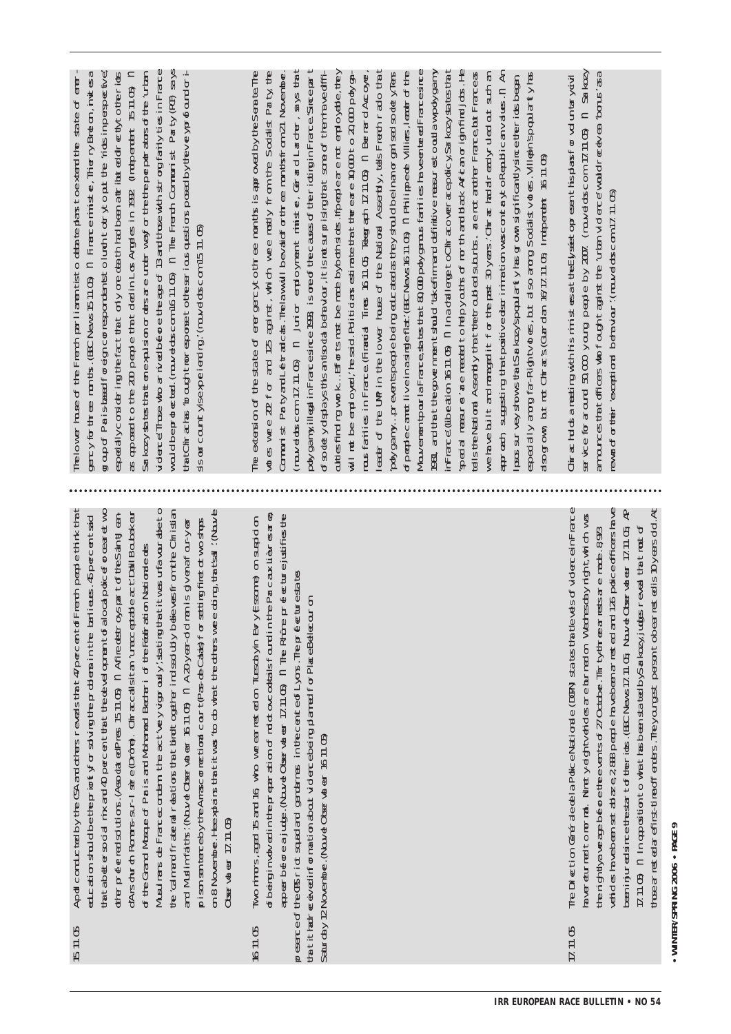15.11.05 A poll conducted by the CSA and others reveals that 47 per cent of French people think that education should be the priority for solving the problems in the banlieues. 45 per cent said that a better social mix and 40 per cent that the development of a local police force are two other preferred solutions. (Associated Press 15.11.05) ■ A fire destroys part of the Saint-Jean d'Ars church Romans-sur-Isère (Drôme). Chirac calls it an 'unacceptable act'. Dalil Boubakeur of the Grand Mosque of Paris and Mohamed Bechari of the Fédération Nationale des Musulmans de France condemn the act 'very vigorously', stating that it was unfavourable to the 'calm and fraternal relations that bind together, indissolubly, believers from the Christian and Muslim faiths'. (Nouvel Observateur 16.11.05) ■ A 20-year-old man is given a four-year prison sentence by the Arras correctional court (Pas-de-Calais) for setting fire to two shops on 8 November. He explains that it was 'to do what the others were doing, that's all'. (Nouvel Observateur 17.11.05)

16.11.05 Two minors, aged 15 and 16, who were arrested on Tuesday in Evry (Essonne) on suspicion of being involved in the preparation of molotov cocktails found in the Parc aux Lièvres area, appear before a judge. (Nouvel Observateur 17.11.05) ■ The Rhône préfecture justifies the presence of the CRS riot squad and gendarmes in the centre of Lyons. The préfecture states that it had received information about violence being planned for Place Bellecour on Saturday 12 November. (Nouvel Observateur 16.11.05)

17.11.05 The Direction Générale de la Police Nationale (DGPN) states that the levels of violence in France have returned to normal. Ninety-eight vehicles are burned on Wednesday night, which was the nightly average before the events of 27 October. Thirty-three arrests are made. 8,973 vehicles have been set ablaze, 2,888 people have been arrested and 126 police officers have been injured since the start of the riots. (BBC News 17.11.05; Nouvel Observateur 17.11.05; AP 17.11.05) ■ In opposition to what has been stated by Sarkozy, judges reveal that most of those arrested are first-time offenders. The youngest person to be arrested is 10 years old. At

The lower house of the French parliament is to debate plans to extend the state of emergency for three months. (BBC News 15.11.05) ■ Finance minister, Thierry Breton, invites a group of Paris-based foreign correspondents to lunch to try to put the 'riots in perspective', especially considering the fact that only one death had been attributed directly to the riots as opposed to the 200 people that died in Los Angeles in 1992. (Independent 15.11.05) ■ Sarkozy states that the expulsion orders are under way for the perpetrators of the 'urban violence'. Those who arrived before the age of 13 and those with strong family ties in France would be protected. (nouvelobs.com 16.11.05) ■ The French Communist Party (PCF) says that Chirac has 'brought no response to the serious questions posed by the revolt and crisis our country is experiencing'. (nouvelobs.com 15.11.05)

The extension of the state of emergency to three months is approved by the Senate. The votes were 202 for and 125 against, which were mostly from the Socialist Party, the Communist Party and Les Verts. The law will be valid for three months from 21 November. (nouvelobs.com 17.11.05) ■ Junior employment minister, Gérard Larcher, says that polygamy, illegal in France since 1993, is one of the causes of the rioting in France. 'Since part of society displays this antisocial behaviour, it is not surprising that some of them have difficulties finding work... Efforts must be made by both sides. If people are not employable, they will not be employed,' he said. Politicians estimate that there are 10,000 to 20,000 polygamous families in France. (Financial Times 16.11.05; Telegraph 17.11.05) ■ Bernard Accoyer, leader of the UMP in the lower house of the National Assembly, tells French radio that 'polygamy... prevents people being educated as they should be in an organised society. Tens of people can not live in a single flat.' (BBC News 16.11.05) ■ Philippe de Villiers, leader of the Mouvement pour la France, states that 80,000 polygamous families have entered France since 1981, and that the government should 'take firm and definitive measures to outlaw polygamy in France'. (Libération 16.11.05) ■ In a challenge to Chirac over a key policy, Sarkozy states that 'special measures' are needed to help youths of north and black African origin find jobs. He tells the National Assembly that 'the troubled suburbs... are not another France, but France as we have built and managed it for the past 30 years.' Chirac had already ruled out such an approach, suggesting that positive discrimination was contrary to Republican values. ■ An Ipsos survey shows that Sarkozy's popularity has grown significantly since the riots began, especially among far-Right voters, but also among Socialist voters. Villepin's popularity has also grown, but not Chirac's. (Guardian 16/17.11.05; Independent 16.11.05)

Chirac holds a meeting with his ministers at the Elysée to present his plans for voluntary civil service for around 50,000 young people by 2007. (nouvelobs.com 17.11.05) ■ Sarkozy announces that officers who fought against the 'urban violence' would receive a 'bonus' as a reward for their 'exceptional behaviour'. (nouvelobs.com 17.11.05)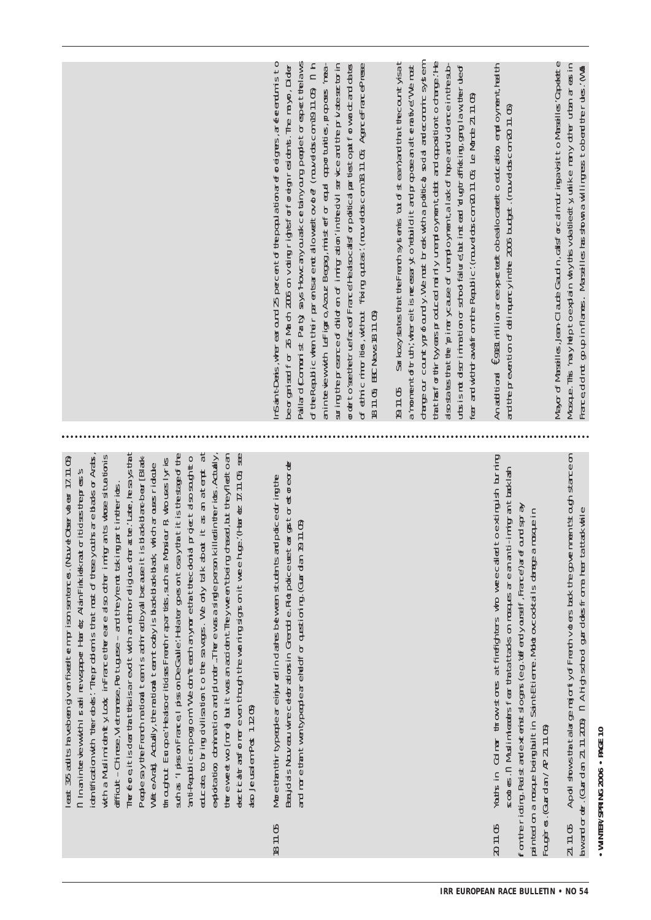least 35 adults have been given fixed-term prison sentences. (Nouvel Observateur 17.11.05) ¶ In an interview with Israeli newspaper Haaretz, Alain Finkielkraut criticises the press's identification with 'their idols': 'The problem is that most of these youths are blacks or Arabs, with a Muslim identity. Look, in France there are also other immigrants whose situation is difficult – Chinese, Vietnamese, Portuguese – and they're not taking part in the riots. Therefore, it is clear that this is a revolt with an ethno-religious character.' Later, he says that: 'People say the French national team is admired by all because it is black-blanc-beur [Black-White-Arab]. Actually, the national team today is black-black-black, which arouses ridicule throughout Europe.' He also criticises French rap artists, such as Monsieur R. who uses lyrics such as 'I piss on France, I piss on De Gaulle'. He later goes on to say that it is the stage of the 'anti-Republican pogrom'. 'We don't teach any more that the colonial project also sought to educate, to bring civilisation to the savages. We only talk about it as an attempt at exploitation, domination and plunder...There was a single person killed in the riots. Actually, there were two [more] but it was an accident. They weren't being chased, but they fled to an electrical transformer even though the warning signs on it were huge.' (Haaretz 17.11.05; see also Jerusalem Post 1.12.05)

18.11.05 More than thirty people are injured in clashes between students and police during the Beaujolais Nouveau wine celebrations in Grenoble. Riot police use tear gas to restore order and more than twenty people are held for questioning. (Guardian 19.11.05)

20.11.05 Youths in Colmar throw stones at firefighters who were called to extinguish burning scooters. ¶ Muslim leaders fear that attacks on mosques are an anti-immigrant backlash from the rioting. Racist and extremist slogans (e.g. 'defend yourself, France') are found spray painted on a mosque being built in Saint-Etienne. Molotov cocktails damage a mosque in Fougères. (Guardian / AP 21.11.05)

21.11.05 A poll shows that a large majority of French voters back the government's tough stance on law and order. (Guardian 21.11.2005) ¶ A high school guard dies from a heart attack while

In Saint-Denis, where around 25 per cent of the population are foreigners, a referendum is to be organised for 26 March 2006 on voting rights for foreign residents. The mayor, Didier Paillard (Communist Party) says 'How can you ask certain young people to respect the laws of the Republic when their parents are not allowed to vote?' (nouvelobs.com 19.11.05) ¶ In an interview with Le Figaro, Azouz Begag, minister for equal opportunities, proposes 'measuring the presence of children of immigration' in the civil service and the private sector in order to 'see the true face of France'. He also calls for political parties to opt for visible candidates of ethnic minorities, without 'fixing quotas'. (nouvelobs.com 18.11.05; Agence France Presse 18.11.05; BBC News 18.11.05)

19.11.05 Sarkozy states that the French system is 'out of steam' and that the country is at a 'moment of truth', where it is necessary to rebuild it and propose an alternative. 'We must change our country profoundly. We must break with a political, social and economic system that has for thirty years produced mainly unemployment, debt and opposition to change.' He also states that 'the primary cause of unemployment, a lack of hope and violence in the suburbs is not discrimination or school failure, but instead drug-trafficking, gang law, the rule of fear and withdrawal from the Republic.' (nouvelobs.com 20.11.05; Le Monde 21.11.05)

An additional €9.83 million are expected to be allocated to education, employment, health and the prevention of delinquency in the 2006 budget. (nouvelobs.com 20.11.05)

Mayor of Marseilles, Jean-Claude Gaudin, calls for calm during a visit to Marseilles' Capelette Mosque. This 'may help to explain why this vibrant city, unlike many other urban areas in France, did not go up in flames. Marseilles has shown a willingness to bend the rules.' (Wall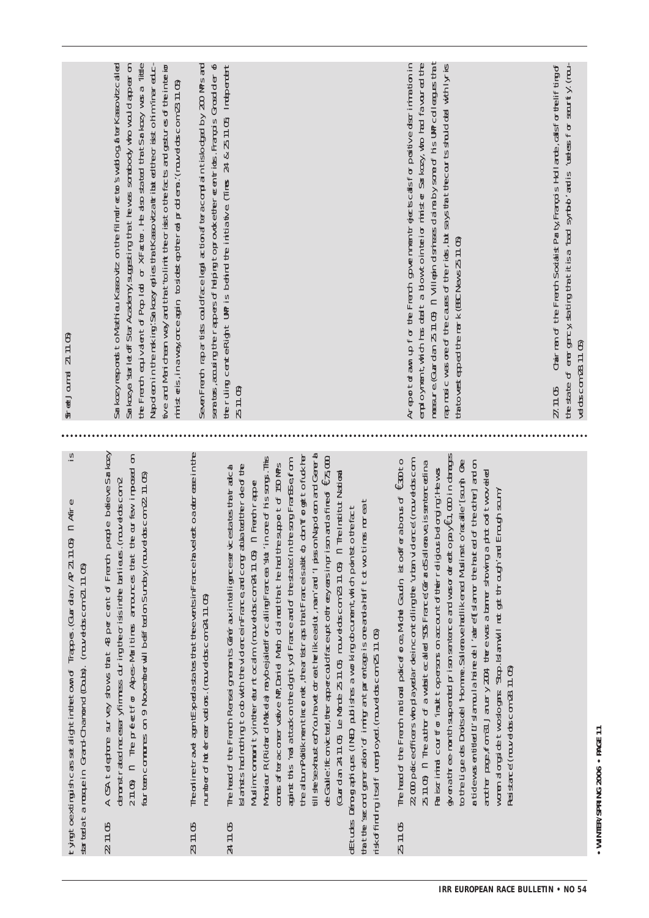trying to extinguish a crass set alight in the town of Trappes. (*Guardian / AP* 21.11.05) ■ A fire is started at a mosque in Grand-Charmond (Doubs). (rouvelobs.com 21.11.05)

**22.11.05** A CSA telephone survey shows that 48 per cent of French people believe Sarkozy demonstrated necessary firmness during the crisis in the banlieues. (rouvelobs.com 22.11.05) ■ The prefect for Alpes-Maritimes announces that the curfew imposed on fourteen communes on 9 November will be lifted on Sunday. (rouvelobs.com 22.11.05)

**23.11.05** The online travel agent Expedia states that the events in France have led to a decrease in the number of hotel reservations. (rouvelobs.com 24.11.05)

**24.11.05** The head of the French Renseignements Généraux intelligence service states that radical Islamists had nothing to do with the violence in France, and congratulated the role of the Muslim community in their effort to calm. (rouvelobs.com 24.11.05) ■ French rapper Monsieur R (Richard Makela) may be jailed for calling France a 'slut' in one of his songs. This comes after a conservative MP, Daniel Mach, claimed that he had the support of 150 MPs against this 'real attack on the dignity of France and of the state'. In the song FranSSe, from the album Politikment Incorrekt, the artist raps that France is a bitch, don't forget to fuck her till she's exhausted/You have to treat her like a slut, man' and 'I piss on Napoleon and General de Gaulle'. If convicted, the rapper could face up to three years in prison and a fine of €75,000. (*Guardian* 24.11.05, *Le Monde* 25.11.05, rouvelobs.com 23.11.05) ■ The Institut National d'Etudes Démographiques (INED) publishes a working document, which points to the fact that the 'second generation' of immigrant parentage is one and a half to two times more at risk of finding itself unemployed. (rouvelobs.com 25.11.05)

**25.11.05** The head of the French national police force, Michel Gaudin, is to offer a bonus of €300 to 22,000 police officers who played a decisive role in controlling the 'urban violence'. (rouvelobs.com 25.11.05) ■ The author of a website called 'SOS France', Gérard Salleneuve, is sentenced in a Paris criminal court for 'insult to persons on account of their religious belonging'. He was given a three-month suspended prison sentence and was ordered to pay €1,000 in damages to the Ligue des Droits de l'Homme. Salleneuve had likened Muslims to 'racaille' [scum]. One article was entitled 'L'islam ou la haine de l'autre' [Islam or the hatred of the other] and on another page, from 31 January 2004, there was a banner showing a photo of two veiled women alongside two slogans: 'Stop. Islam will not get through' and 'Enough scum/Resistance'. (rouvelobs.com 28.11.05)

Sarkozy responds to Mathieu Kassovitz on the film director's weblog, after Kassovitz called Sarkozy a 'starlet of Star Academy', suggesting that he was somebody who would appear on the French equivalent of Pop Idol or X Factor. He also stated that Sarkozy was a 'little Napoleon in the making'. Sarkozy replies that Kassovitz attributed the crisis to his 'inane education and Manichean way' and that 'to limit the crisis to the facts and gestures of the interior minister is, in a way, once again to sidestep the real problems'. (rouvelobs.com 23.11.05)

Seven French rap artists could face legal action after a complaint is lodged by 200 MPs and senators, accusing the rappers of helping to provoke the recent riots. François Grosdidier of the ruling centre-Right UMP is behind the initiative. (*Times* 24 & 25.11.05, *Independent* 25.11.05)

A report drawn up for the French government rejects calls for positive discrimination in employment, which has dealt a blow to interior minister Sarkozy, who had favoured the measure. (*Guardian* 25.11.05) ■ Villepin dismisses claims by some of his UMP colleagues that rap music was one of the causes of the riots, but says that the courts should deal with lyrics that overstepped the mark. (*BBC News* 25.11.05)

**27.11.05** Chairman of the French Socialist Party, François Hollande, calls for the lifting of the state of emergency, stating that it is a 'bad symbol' and is 'useless for security'. (rouvelobs.com 28.11.05)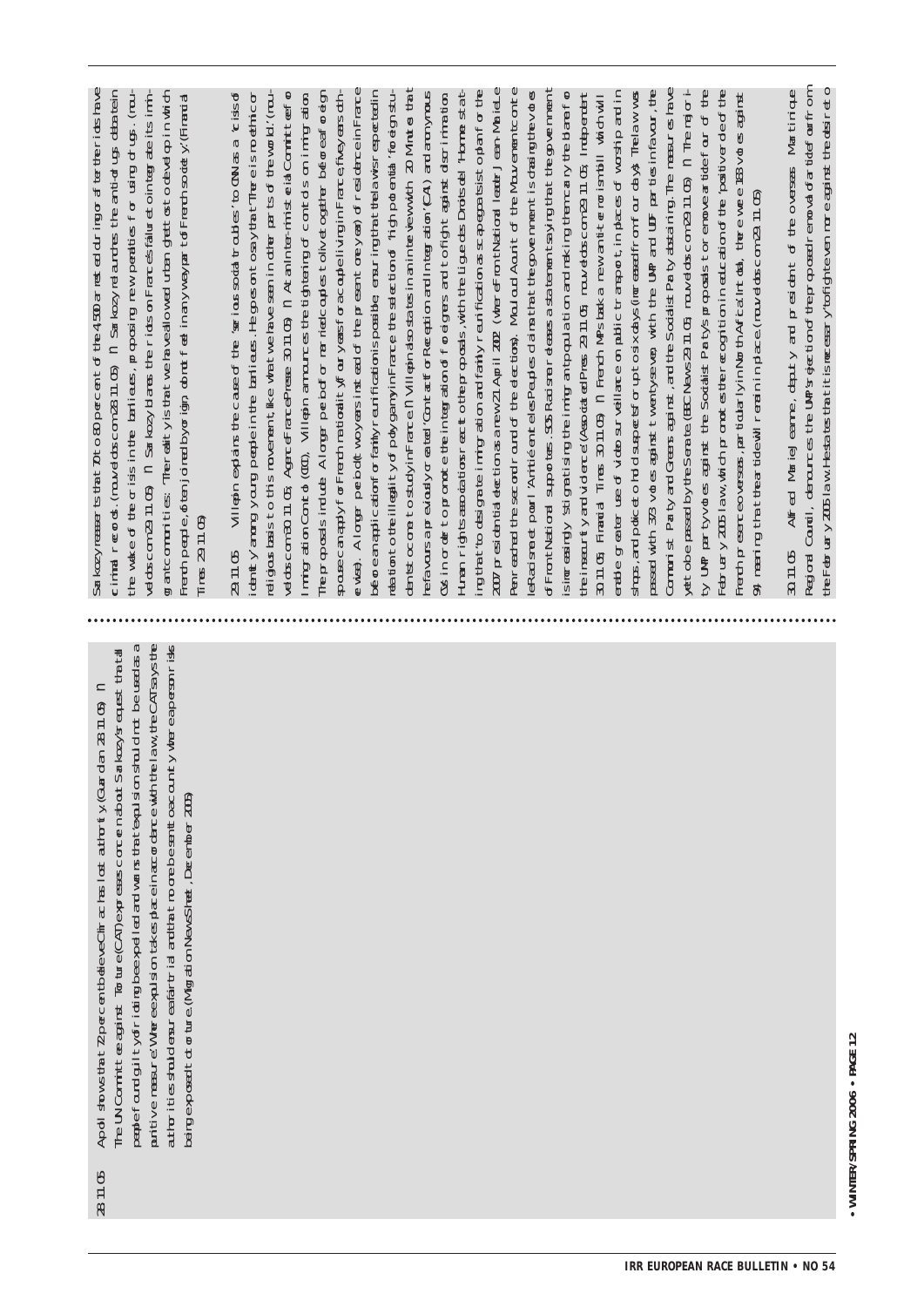28.11.05 A poll shows that 72 per cent believe Clichy sous Bois has lost authority. (Guardian 28.11.05) ■ The UN Committee against Torture (CAT) expresses concern about Sarkozy's request that all people found guilty of rioting be expelled and warns that expulsion should not be used as a punitive measure. Where expulsion takes place in accordance with the law, the CAT says the authorities should ensure a fair trial and that no one be sent to a country where a person risks being exposed to torture. (Migration News Sheet, December 2005)

Sarkozy reasserts that 70 to 80 per cent of the 4,500 arrested during or after the riots have criminal records. (nouvelobs.com 28.11.05) ■ Sarkozy relaunches the anti-drugs debate in the wake of the crisis in the banlieues, proposing new penalties for using drugs. (nouvelobs.com 29.11.05) ■ Sarkozy blames the riots on France's failure to integrate its immigrant communities: 'The reality is that we have allowed urban ghettos to develop in which French people, often joined by origin, do not feel in any way part of French society.' (Financial Times 29.11.05)

29.11.05 Villepin explains the cause of the 'serious social troubles' to CNN as a 'crisis of identity' among young people in the banlieues. He goes on to say that 'There is no ethnic or religious basis to this movement, like what we have seen in other parts of the world.' (nouvelobs.com 30.11.05; Agence France Presse 30.11.05) ■ At an inter-ministerial Committee for Immigration Control (CICI), Villepin announces the tightening of controls on immigration. The proposals include: A longer period for married couples to live together before a foreign spouse can apply for French nationality (four years for a couple living in France, five years otherwise). A longer period (two years instead of the present one year) of residence in France before an application for family reunification is possible, ensuring that the law is respected in relation to the illegality of polygamy in France. The selection of 'high potential' foreign students to come to study in France. ■ Villepin also states in an interview with *20 Minutes* that he favours a previously created 'Contract for Reception and Integration' (CAI) and anonymous CVs, in order to promote the integration of foreigners and to fight against discrimination. Human rights associations react to the proposals, with the Ligue des Droits de l'Homme stating that 'to designate immigration and family reunification as scapegoats is to play for the 2007 presidential elections as a new 21 April 2002' (when Front National leader Jean-Marie Le Pen reached the second round of the elections). Mouloud Aounit of the Mouvement contre le Racisme et pour l'Amitié entre les Peuples claims that the government is chasing the votes of Front National supporters. SOS Racisme releases a statement saying that the government is increasingly 'stigmatising the immigrant population and making them carry the blame for the insecurity and violence'. (Associated Press 29.11.05; nouvelobs.com 29.11.05; Independent 30.11.05; Financial Times 30.11.05) ■ French MPs back a new anti-terrorism bill which will enable greater use of video surveillance on public transport, in places of worship and in shops, and police to hold suspects for up to six days (increased from four days). The law was passed with 373 votes against twenty-seven, with the UMP and UDF parties in favour, the Communist Party and Greens against, and the Socialist Party abstaining. The measures have yet to be passed by the Senate. (BBC News 29.11.05; nouvelobs.com 29.11.05) ■ The majority UMP party votes against the Socialist Party's proposals to remove article four of the February 2005 law, which promotes the recognition in education of the 'positive role' of the French presence overseas, particularly in North Africa. In total, there were 183 votes against 94, meaning that the article will remain in place. (nouvelobs.com 29.11.05)

30.11.05 Alfred Marie-Jeanne, deputy and president of the overseas Martinique Regional Council, denounces the UMP's rejection of the proposed removal of article four from the February 2005 law. He states that it is necessary 'to fight even more against the desire to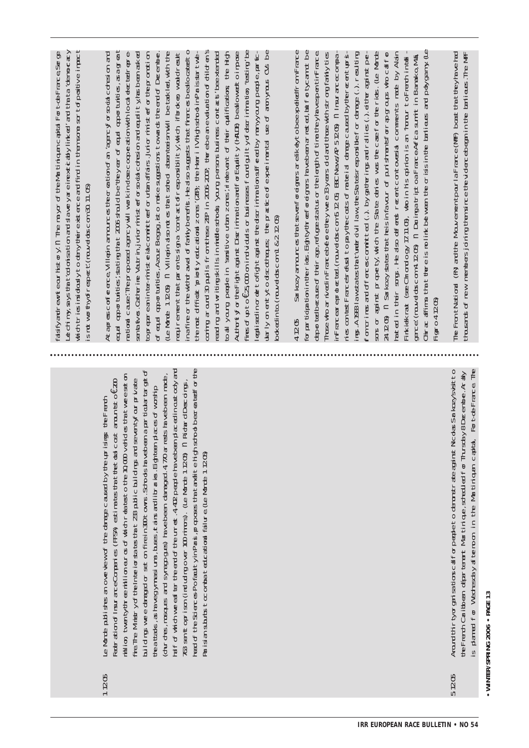1.12.05 Le Monde publishes an overview of the damage caused by the uprisings: the French Federation of Insurance Companies (FFSA) estimates that the total cost amounts to €200 million, twenty-three million euros of which relate to the 10,000 vehicles that were set on fire. The Ministry of the Interior states that 233 public buildings and seventy-four private buildings were damaged or set on fire in 300 towns. Schools have been a particular target of the attacks, as have gymnasiums, buses, trains and libraries. Eighteen places of worship (churches, mosques and synagogues) have been damaged. 4,770 arrests have been made, half of which were after the end of the unrest. 4,402 people have been placed in custody and 763 sent to prison (including over 100 minors). (Le Monde 1.12.05) ¶ Richard Descoings, head of the Sciences Po faculty in Paris, proposes that an elite high school be created for the Parisian suburbs to combat educational failure. (Le Monde 1.12.05)

5.12.05 Around thirty organisations call for people to demonstrate against Nicolas Sarkozy's visit to the French Caribbean département Martinique, scheduled for Thursday 8 December. A rally is planned for Wednesday afternoon in the Martinique capital, Fort-de-France. The falsify and rewrite our history'. ¶ The mayor of the Martinique capital Fort-de-France, Serge Letchimy, says that 'colonisation and slavery are intrinsically linked' and that a 'democracy which tries insidiously to deny their existence and find in them some sort of positive impact is not worthy of respect'. (nouvelobs.com 30.11.05)

At a press conference, Villepin announces the creation of an 'agency for social cohesion and equal opportunities', stating that 2006 should be 'the year of equal opportunities, as a great national cause'. The proposed agency will work in close cooperation with local elected representatives. Catherine Vautrin, junior minister for social cohesion and equality, has been asked to prepare an inter-ministerial committee for urban affairs. Junior minister for the promotion of equal opportunities, Azouz Begag, is to make suggestions towards the end of December. (Le Monde 1.12.05) ¶ Villepin also notes that school absenteeism will be tackled, with the requirement that parents sign a 'contract of responsibility', which if broken, would result in a fine or the withdrawal of family benefits. He also suggests that finances be allocated to the most difficult 'priority educational zones' (ZEP); the Henri IV high school in Paris is to start welcoming around 30 pupils from these ZEP in 2006-2007; there will be an evaluation of children's reading and writing skills in middle schools; 'young persons business contracts' be extended to all young people in 'sensitive urban zones', irrelevant of their qualifications; the High Authority for the Fight against Discrimination and for Equality (HALDE) be allowed to impose fines of up to €25,000 on individuals or businesses found guilty of discrimination; 'testing' be legalised in order to fight against the discrimination suffered by many young people, particularly on entry to discotheques; the practice of experimental use of anonymous CVs be looked into. (nouvelobs.com 1 & 2.12.05)

4.12.05 Sarkozy announces that seven foreigners are likely to be expelled from France for participation in the riots. Eighty-three foreigners have been arrested, but forty cannot be deported because of their age, refugee status or the length of time they have spent in France. Those who arrived in France before they were 13 years old and those with strong family ties in France are protected. (nouvelobs.com 5.12.05, BBC News/AP 5.12.05) ¶ Insurance companies contest France's refusal to pay the costs of material damage caused by the recent uprisings. A 1983 law states that 'under civil law, the State is responsible for damage (...) resulting from crimes and offences committed (...) by gatherings and rallies (...), either against persons or against property', which the State denies was the case for the riots. (Le Monde 24.12.05) ¶ Sarkozy states that he is in favour of punishments for rap groups who call for hatred in their songs. He also defends recent controversial comments made by Alain Finkielkraut (see Chronology 17.11.05), who in his opinion is an 'honour to French intelligence'. (nouvelobs.com 4.12.05) ¶ During a trip to a France-Africa summit in Bamako, Mali, Chirac affirms that there is no link between the crisis in the banlieues and polygamy. (Le Figaro 4.12.05)

The Front National (FN) and the Mouvement pour la France (MPF) boast that they have had thousands of new members joining them since the violence began in the banlieues. The MPF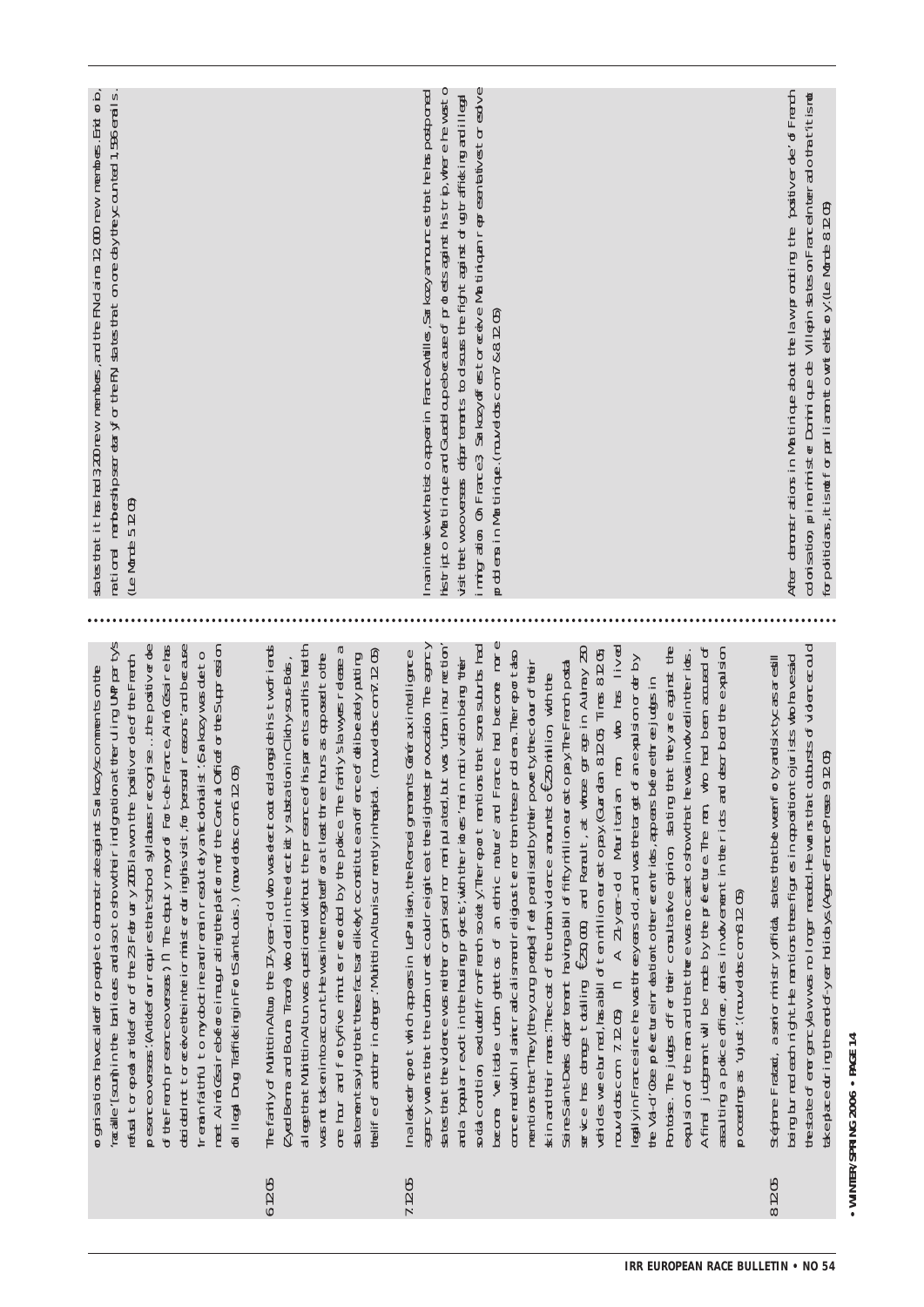organisations have called for people to demonstrate against Sarkozy's comments on the 'racaille' [scum] in the banlieues and also to show their indignation at the ruling UMP party's refusal to repeal article four of the 23 February 2005 law on the 'positive role' of the French presence overseas. (Article four requires that school syllabuses recognise '...the positive role of the French presence overseas'.) The deputy mayor of Fort-de-France, Aimé Césaire has decided not to receive the interior minister during his visit, for 'personal reasons' and because 'I remain faithful to my doctrine and resolutely anticolonialist'. (Sarkozy was due to meet Aimé Césaire before inaugurating the platform of the Central Office for the Suppression of Illegal Drug Trafficking in Fort-Saint-Louis.) (nouvelobs.com 6.12.05)

**6.12.05** The family of Muhittin Altun, the 17-year-old who was electrocuted alongside his two friends (Zyed Benna and Bouna Traoré) who died in the electricity substation in Clichy-sous-Bois, allege that Muhittin Altun was questioned without the presence of his parents and his health was not taken into account. He was interrogated for at least three hours as opposed to the one hour and forty-five minutes recorded by the police. The family's lawyers release a statement saying that 'these facts are likely to constitute an offence of deliberately putting the life of another in danger'. Muhittin Altun is currently in hospital. (nouvelobs.com 7.12.05)

**7.12.05** In a leaked report which appears in Le Parisien, the Renseignements Généraux intelligence agency warns that the urban unrest could reignite at the slightest provocation. The agency states that the violence was neither organised nor manipulated, but was 'urban insurrection' and a 'popular revolt in the housing projects', with the rioters 'main motivation being their social condition, excluded from French society'. The report mentions that some suburbs had become 'veritable urban ghettos of an ethnic nature' and France had become more concerned with Islamic radicalism and religious terror than these problems. The report also mentions that 'They [the young people] feel penalised by their poverty, the colour of their skin and their names'. The cost of the urban violence amounts to €250 million, with the Seine-Saint-Denis département having a bill of fifty million euros to pay. The French postal service has damage totalling €250,000, and Renault, at whose garage in Aulnay 250 vehicles were burned, has a bill of ten million euros to pay. (Guardian 8.12.05, Times 8.12.05, nouvelobs.com 7.12.05) A 21-year-old Mauritanian man who has lived legally in France since he was three years old, and was the target of an expulsion order by the Val-d'Oise préfecture in relation to other recent riots, appears before three judges in Pontoise. The judges offer their consultative opinion, stating that they are against the expulsion of the man and that there was no case to show that he was involved in the riots. A final judgement will be made by the préfecture. The man, who had been accused of assaulting a police officer, denies involvement in the riots and described the expulsion proceedings as 'unjust'. (nouvelobs.com 8.12.05)

**8.12.05** Stéphane Fratacci, a senior ministry official, states that between forty and sixty cars are still being burned each night. He mentions these figures in opposition to jurists who have said the state of emergency law was no longer needed. He warns that outbursts of violence could take place during the end-of-year holidays. (Agence France Presse 9.12.05)

states that it has had 3,200 new members, and the FN claims 12,000 new members. Eric Iorio, national membership secretary for the FN states that on one day they counted 1,596 emails. (Le Monde 5.12.05)

In an interview that is to appear in France-Antilles, Sarkozy announces that he has postponed his trip to Martinique and Guadeloupe because of protests against his trip, where he was to visit the two overseas départements to discuss the fight against drug trafficking and illegal immigration. On France 3 Sarkozy offers to receive Martinican representatives to resolve problems in Martinique. (nouvelobs.com 7 & 8.12.05)

After demonstrations in Martinique about the law promoting the 'positive role' of French colonisation, prime minister Dominique de Villepin states on France Inter radio that 'it is not for politicians, it is not for parliament to write history'. (Le Monde 8.12.05)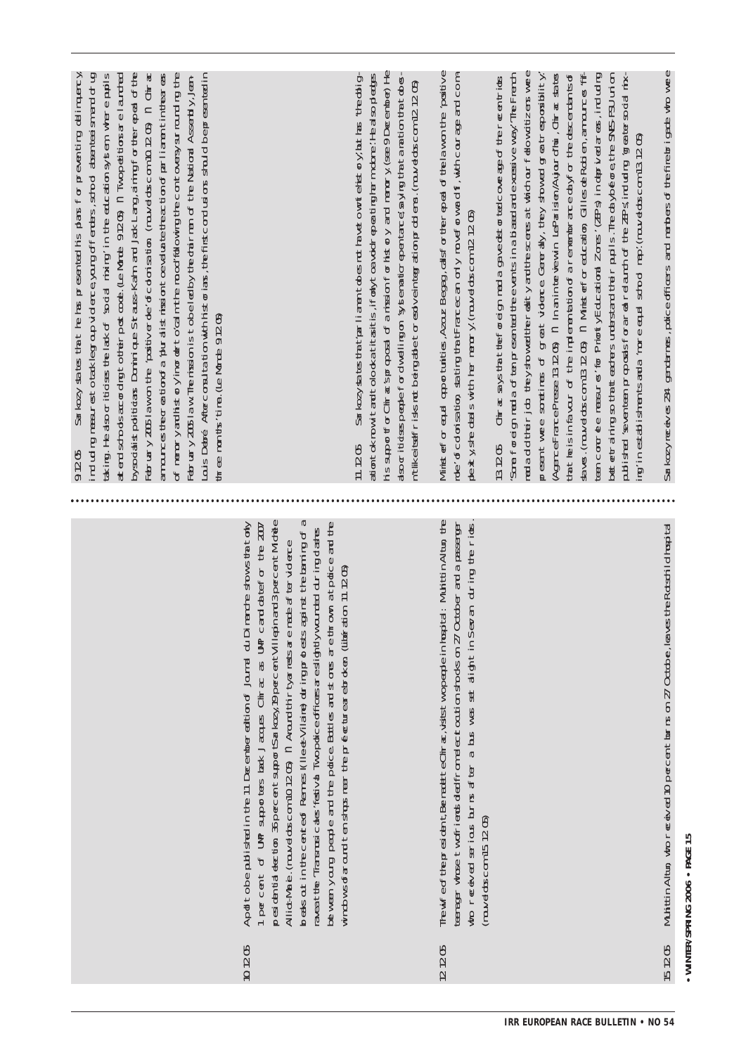9.12.05 Sarkozy states that he has presented his plans for preventing delinquency, including measures to tackle group violence, young offenders, school absenteeism and drug taking. He also criticises the lack of 'social mixing' in the education system, where pupils attend schools according to their post code. (Le Monde 9.12.05) ¶ Two petitions are launched by socialist politicians Dominique Strauss-Kahn and Jack Lang, aiming for the repeal of the February 2005 law on the 'positive role' of colonisation. (nouvelobs.com 10.12.05) ¶ Chirac announces the creation of a 'pluralist mission to evaluate the action of parliament in the areas of memory and history' in order to 'calm the mood' following the controversy surrounding the February 2005 law. The mission is to be led by the chairman of the National Assembly, Jean-Louis Debré. After consultation with historians, the first conclusions should be presented in three months' time. (Le Monde 9.12.05)

10.12.05 A poll to be published in the 11 December edition of Journal du Dimanche shows that only 1 per cent of UMP supporters back Jacques Chirac as UMP candidate for the 2007 presidential election. 36 per cent support Sarkozy, 19 per cent Villepin and 3 per cent Michèle Alliot-Marie. (nouvelobs.com 10.12.05) ¶ Around thirty arrests are made after violence breaks out in the centre of Rennes (Ille-et-Vilaine) during protests against the banning of a rave at the 'Transmusicales' festival. Two police officers are slightly wounded during clashes between young people and the police. Bottles and stones are thrown at police and the windows of around ten shops near the prefecture are broken. (Libération 11.12.05)

11.12.05 Sarkozy states that 'parliament does not have to write history, but has the obligation to know it and to look at it as it is, if only to avoid repeating the madness'. He also pledges his support for Chirac's proposal of a mission for history and memory (see 9 December). He also criticises people for dwelling on 'systematic repentance', saying that a nation that obsesses itself risks not being able to resolve integration problems. (nouvelobs.com 12.12.05)

Minister for equal opportunities, Azouz Begag, calls for the repeal of the law on the 'positive role' of colonisation, stating that France can only move forward if, with courage and complexity, she deals with her memory. (nouvelobs.com 12.12.05)

12.12.05 The wife of the president, Bernadette Chirac, visits two people in hospital: Muhittin Altun, the teenager whose two friends died from electrocution shocks on 27 October and a passenger who received serious burns after a bus was set alight in Sevran during the riots. (nouvelobs.com 15.12.05)

13.12.05 Chirac says that the foreign media gave a distorted coverage of the recent riots: 'Some foreign media often presented the events in a biased and excessive way.' 'The French media did their job: they showed the reality and the scenes at which our fellow citizens were present were sometimes of great violence. Generally, they showed great responsibility.' (Agence France Presse 13.12.05) ¶ In an interview in Le Parisien/Aujourd'hui, Chirac states that he is in favour of the implementation of a remembrance day for the descendants of slaves. (nouvelobs.com 13.12.05) ¶ Minister for education, Gilles de Robien, announces 'fifteen concrete measures' for 'Priority Educational Zones' (ZEPs) in deprived areas, including better training so that teachers understand their pupils. The day before, the SNES-FSU union published 'seventeen proposals' for a real relaunch of the ZEPs, including 'greater social mixing' in establishments and a 'more equal school map'. (nouvelobs.com 13.12.05)

15.12.05 Muhittin Altun, who received 10 percent burns on 27 October, leaves the Rotschild hospital.

Sarkozy receives 234 gendarmes, police officers and members of the fire brigade who were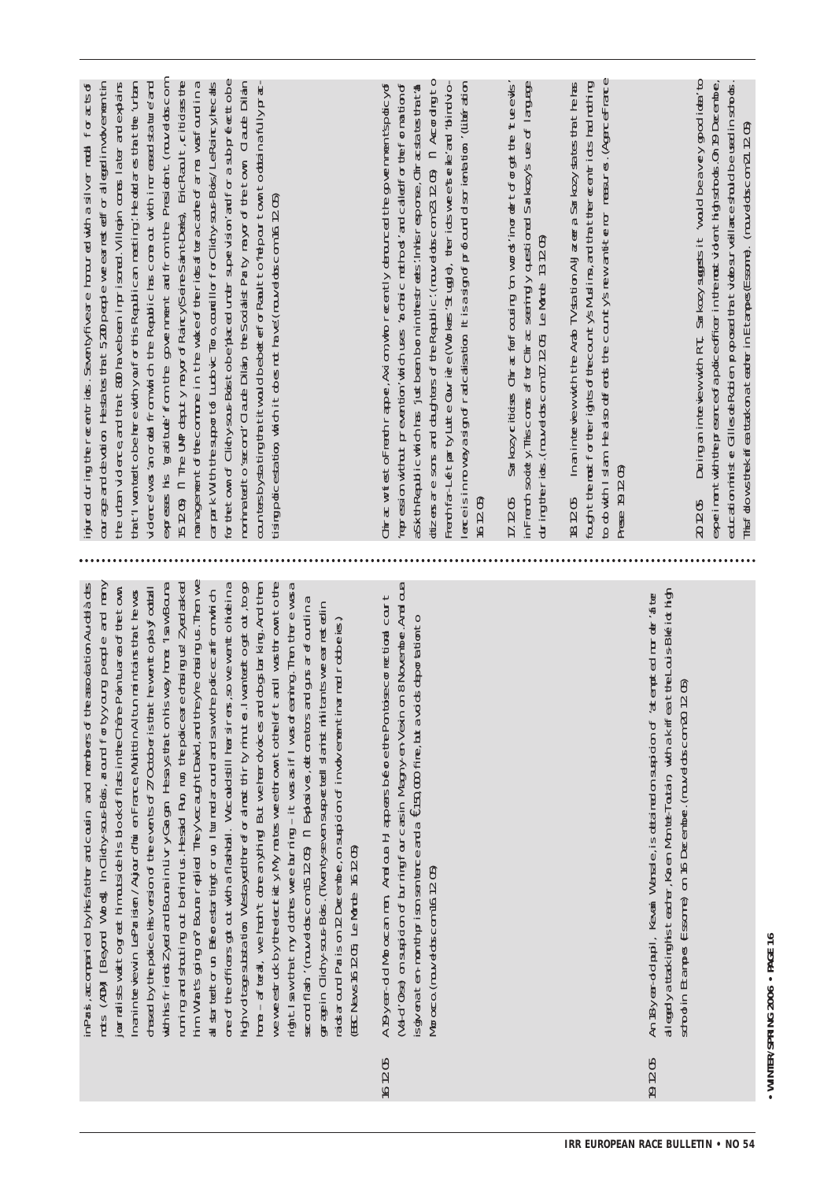in Paris, accompanied by his father and cousin, and members of the association Au-delà des mots (ADM) [Beyond Words]. In Clichy-sous-Bois, a crowd of forty young people and many journalists waited to greet him outside his block of flats in the Chêne Pointu area of the town. In an interview in Le Parisien / Aujourd'hui en France, Muhittin Altun maintains that he was chased by the police. His version of the events of 27 October is that he went to play football with his friends Zyed and Bouna in Livry Gargan. He says that on his way home: 'I saw Bouna running and shouting out behind us. He said: Run, run, the police are chasing us! Zyed asked him: What's going on? Bouna replied: They've caught David, and they're chasing us. Then we all started to run. Before starting to run, I turned round and saw the police car from which one of the officers got out with a flashball. We could still hear sirens, so we went to hide in a high voltage substation. We stayed there for almost thirty minutes. I wanted to get out, to go home – after all, we hadn't done anything! But we heard voices and dogs barking. And then we were struck by the electricity. My mates were thrown to the left and I was thrown to the right. I saw that my clothes were burning – it was as if I was dreaming. Then there was a second flash.' (nouvelobs.com 15.12.05) ¶ Explosives, detonators and guns are found in a garage in Clichy-sous-Bois. (Twenty-seven suspected Islamist militants were arrested in raids around Paris on 12 December, on suspicion of involvement in armed robberies.) (BBC News 16.12.05, Le Monde 16.12.05)

16.12.05 A 19-year-old Moroccan man, Anaïoua H, appears before the Pontoise correctional court (Val-d'Oise) on suspicion of burning four cars in Magny-en-Vexin on 8 November. Anaïoua is given a ten-month prison sentence and a €150,000 fine, but avoids deportation to Morocco. (nouvelobs.com 16.12.05)

19.12.05 An 18-year-old pupil, Kevani Wanssle, is detained on suspicion of 'attempted murder' after allegedly attacking his teacher, Karen Montet-Toutain, with a knife at the Louis Blériot high school in Etampes (Essonne) on 16 December. (nouvelobs.com 20.12.05)

injured during the recent riots. Seventy-five are honoured with a silver medal for acts of courage and devotion. He states that 5,200 people were arrested for alleged involvement in the urban violence, and that 800 have been imprisoned. Villepin comes later and explains that 'I wanted to be here with you for this Republican meeting'. He declares that the 'urban violence' was 'an ordeal from which the Republic has come out with increased stature' and expresses his 'gratitude' from the government and from the President. (nouvelobs.com 15.12.05) ¶ The UMP deputy mayor of Raincy (Seine-Saint-Denis), Eric Raoult, criticises the management of the commune in the wake of the riots after a cache of arms was found in a car park. With the support of Ludovic Toro, councillor for Clichy-sous-Bois/Le Raincy, he calls for the town of Clichy-sous-Bois to be 'placed under supervision' and for a sub-prefect to be nominated to 'second' Claude Dilain, the Socialist Party mayor of the town. Claude Dilain counters by stating that it would be better for Raoult to 'help our town to obtain a fully practising police station, which it does not have'. (nouvelobs.com 16.12.05)

Chirac writes to French rapper, Axiom, who recently denounced the government's policy of 'repression without prevention' which uses 'archaic methods', and called for the formation of a Sixth Republic which has 'just been born in the streets'. In his response, Chirac states that 'all citizens are sons and daughters of the Republic'. (nouvelobs.com 23.12.05) ¶ According to French far-Left party Lutte Ouvrière (Workers' Struggle), the riots were 'sterile' and 'blind violence is in no way a sign of radicalisation. It is a sign of profound disorientation'. (Libération 16.12.05)

17.12.05 Sarkozy criticises Chirac for focusing 'on words' in order to forget the 'true evils' in French society. This comes after Chirac seemingly questioned Sarkozy's use of language during the riots. (nouvelobs.com 17.12.05, Le Monde 13.12.05)

18.12.05 In an interview with the Arab TV station Al Jazeera, Sarkozy states that he has fought the most for the rights of the country's Muslims, and that the recent riots had nothing to do with Islam. He also defends the country's new anti-terror measures. (Agence France Presse 19.12.05)

20.12.05 During an interview with RTL, Sarkozy suggests it 'would be a very good idea' to experiment with the presence of a police officer in the most violent high schools. On 19 December, education minister Gilles de Robien proposed that video surveillance should be used in schools. This follows the knife attack on a teacher in Etampes (Essonne). (nouvelobs.com 21.12.05)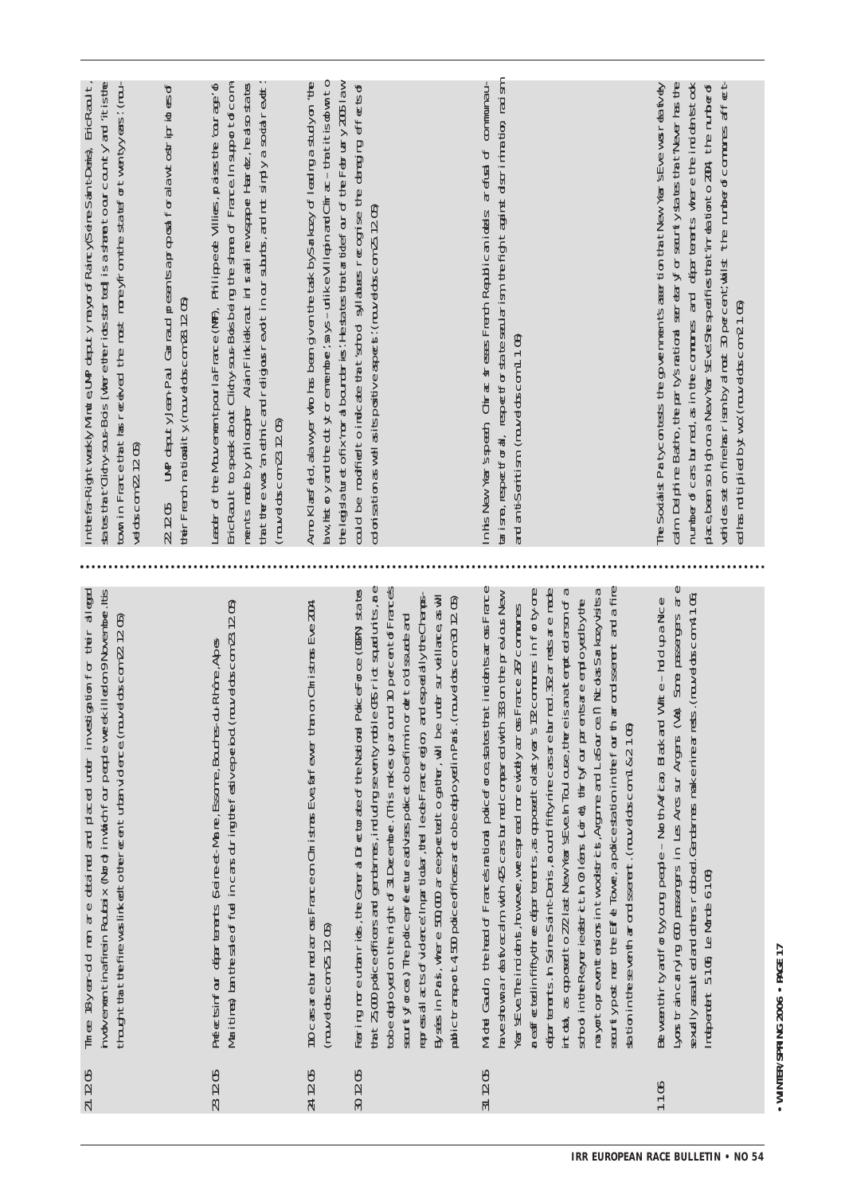21.12.05 Three 18-year-old men are detained and placed under investigation for their alleged involvement in a fire in Roubaix (Nord) in which four people were killed on 9 November. It is thought that the fire was linked to other recent urban violence. (nouvelobs.com 22.12.05)

23.12.05 Prefects in four departments (Seine-et-Marne, Essonne, Bouches-du-Rhône, Alpes Maritimes) ban the sale of fuel in cans during the festive period. (nouvelobs.com 23.12.05)

24.12.05 110 cars are burned across France on Christmas Eve, far fewer than on Christmas Eve 2004. (nouvelobs.com 25.12.05)

30.12.05 Fearing more urban riots, the General Directorate of the National Police Force (DGPN) states that 25,000 police officers and gendarmes, including seventy mobile CRS riot squad units, are to be deployed on the night of 31 December. (This makes up around 10 per cent of France's security forces.) The police prefecture advises police to be firm in order to 'dissuade and repress all acts of violence'. In particular, the Ile-de-France region, and especially the Champs-Elysées in Paris, where 500,000 are expected to gather, will be under surveillance, as will public transport. 4,500 police officers are to be deployed in Paris. (nouvelobs.com 30.12.05)

31.12.05 Michel Gaudin, the head of France's national police force, states that incidents across France have shown a relative calm with 425 cars burned compared with 333 on the previous New Year's Eve. The incidents, however, were spread more widely across France. 267 communes in forty-one departments were affected in fifty-three departments, as opposed to last year's 132 communes in forty-one departments. In Seine Saint-Denis, around fifty-nine cars are burned. 362 arrests are made in total, as opposed to 272 last New Year's Eve. In Toulouse, there is an attempted arson of a school in the Reynerie district. In Orléans (Loiret), thirty-four parents are employed by the mayor to prevent tensions in two districts, Argonne and La Source. Nicolas Sarkozy visits a security post near the Eiffel Tower, a police station in the fourth arrondissement and a fire station in the seventh arrondissement. (nouvelobs.com 1 & 2.1.06)

1.1.06 Between thirty and forty young people – North African, Black and White – hold up a Nice-Lyons train carrying 600 passengers in Les Arcs sur Argens (Var). Some passengers are sexually assaulted and others robbed. Gendarmes make nine arrests. (nouvelobs.com 4.1.06; Independent 5.1.06; Le Monde 6.1.06)

In the far-Right weekly Minute, UMP deputy mayor of Raincy (Seine Saint-Denis), Eric Raoult, states that 'Clichy-sous-Bois [where the riots started] is a shame to our country' and 'it is the town in France that has received the most money from the state for twenty years'. (nouvelobs.com 22.12.05)

22.12.05 UMP deputy Jean-Paul Garraud presents a proposal for a law to strip rioters of their French nationality. (nouvelobs.com 23.12.05)

Leader of the Mouvement pour la France (MPF), Philippe de Villiers, praises the 'courage' of Eric Raoult to speak about Clichy-sous-Bois being the shame of France. In support of comments made by philosopher Alain Finkielkraut in an interview in the Israeli newspaper Haaretz, he also states that there was 'an ethnic and religious revolt in our suburbs, and not simply a social revolt'. (nouvelobs.com 23.12.05)

Arno Klarsfeld, a lawyer who has been given the task by Sarkozy of leading a study on 'the law, history and the duty of remembrance', says – unlike Villepin and Chirac – that it is obvious to the legislature to fix 'moral boundaries'. He states that article four of the February 2005 law could be modified to indicate that 'school syllabuses recognise the damaging effects of colonisation as well as its positive aspects'. (nouvelobs.com 25.12.05)

In his New Year's speech, Chirac stresses French Republican ideals: a refusal of communautarisme, respect for all, respect for state secularism, the fight against discrimination, racism and anti-Semitism. (nouvelobs.com 1.1.06)

The Socialist Party contests the government's assertion that New Year's Eve was relatively calm. Delphine Batho, the party's national secretary for security states that 'Never has the number of cars burned, as in the communes and departments where the incidents took place, been so high on a New Year's Eve'. She specifies that 'in relation to 2004, the number of vehicles set on fire has risen by almost 30 per cent', whilst 'the number of communes affected has multiplied by two'. (nouvelobs.com 2.1.06)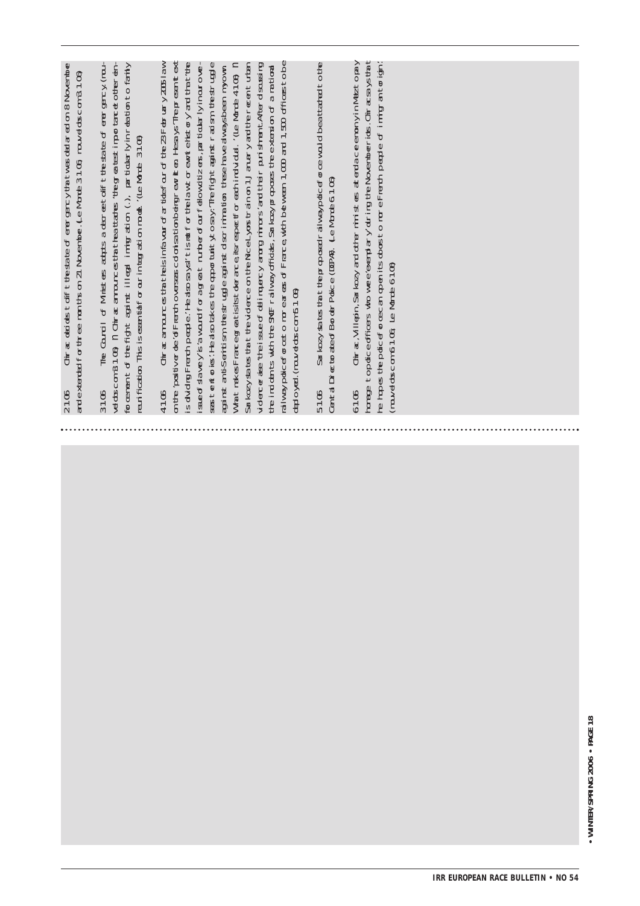21.06 Chirac decides to lift the state of emergency that was declared on 8 November and extended for three months on 21 November. (*Le Monde* 3.1.06, nouvelobs.com 3.1.06)

3.1.06 The Council of Ministers adopts a decree to lift the state of emergency. (nouvelobs.com 3.1.06) ¶ Chirac announces that he attaches 'the greatest importance to the reinforcement of the fight against illegal immigration (...), particularly in relation to family reunification. This is essential for our integration model.' (*Le Monde* 3.1.06)

4.1.06 Chirac announces that he is in favour of a tidied version of the 23 February 2005 law on the 'positive role' of French overseas colonisation being re-written. He says 'The present text is dividing French people.' He also says 'It is not for the law to rewrite history' and that 'the issue of slavery' is 'a wound for a great number of our fellow citizens, particularly in our overseas territories.' He also takes the opportunity to say: 'The fight against racism, the struggle against anti-Semitism, the struggle against discrimination, these have always been my own. What makes France great is its tolerance, its respect for each individual.' (*Le Monde* 4.1.06) ¶ Sarkozy states that the violence on the Nice-Lyons train on 1 January and the recent urban violence raise 'the issue of delinquency among minors' and their punishment. After discussing the incidents with the SNCF railway officials, Sarkozy proposes the extension of a national railway police force to more areas of France, with between 1,000 and 1,500 officers to be deployed. (nouvelobs.com 5.1.06)

5.1.06 Sarkozy states that the proposed railway police force would be attached to the Central Directorate of Border Police (DCPAF). (*Le Monde* 6.1.06)

6.1.06 Chirac, Villepin, Sarkozy and other ministers attend a ceremony in Metz to pay homage to police officers who were 'exemplary' during the November riots. Chirac says that he hopes the police force can open its doors to more French people of 'immigrant origin'. (nouvelobs.com 6.1.06, *Le Monde* 6.1.06)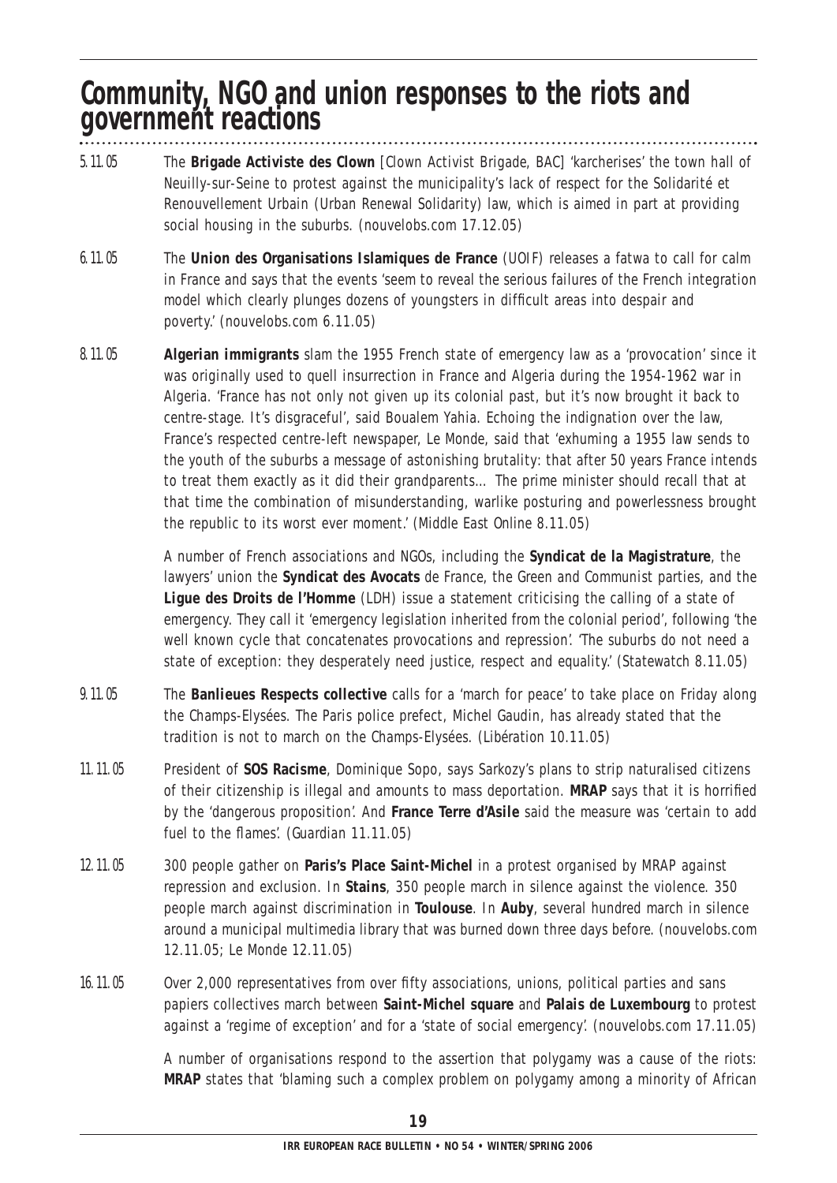# Community, NGO and union responses to the riots and government reactions

5.11.05 The **Brigade Activiste des Clown** [Clown Activist Brigade, BAC] 'karcherises' the town hall of Neuilly-sur-Seine to protest against the municipality's lack of respect for the Solidarité et Renouvellement Urbain (Urban Renewal Solidarity) law, which is aimed in part at providing social housing in the suburbs. (nouvelobs.com 17.12.05)

6.11.05 The **Union des Organisations Islamiques de France** (UOIF) releases a fatwa to call for calm in France and says that the events 'seem to reveal the serious failures of the French integration model which clearly plunges dozens of youngsters in difficult areas into despair and poverty.' (nouvelobs.com 6.11.05)

8.11.05 **Algerian immigrants** slam the 1955 French state of emergency law as a 'provocation' since it was originally used to quell insurrection in France and Algeria during the 1954-1962 war in Algeria. 'France has not only not given up its colonial past, but it's now brought it back to centre-stage. It's disgraceful', said Boualem Yahia. Echoing the indignation over the law, France's respected centre-left newspaper, Le Monde, said that 'exhuming a 1955 law sends to the youth of the suburbs a message of astonishing brutality: that after 50 years France intends to treat them exactly as it did their grandparents… The prime minister should recall that at that time the combination of misunderstanding, warlike posturing and powerlessness brought the republic to its worst ever moment.' (Middle East Online 8.11.05)

A number of French associations and NGOs, including the **Syndicat de la Magistrature**, the lawyers' union the **Syndicat des Avocats** de France, the Green and Communist parties, and the **Ligue des Droits de l'Homme** (LDH) issue a statement criticising the calling of a state of emergency. They call it 'emergency legislation inherited from the colonial period', following 'the well known cycle that concatenates provocations and repression'. 'The suburbs do not need a state of exception: they desperately need justice, respect and equality.' (Statewatch 8.11.05)

9.11.05 The **Banlieues Respects collective** calls for a 'march for peace' to take place on Friday along the Champs-Elysées. The Paris police prefect, Michel Gaudin, has already stated that the tradition is not to march on the Champs-Elysées. (Libération 10.11.05)

11.11.05 President of **SOS Racisme**, Dominique Sopo, says Sarkozy's plans to strip naturalised citizens of their citizenship is illegal and amounts to mass deportation. **MRAP** says that it is horrified by the 'dangerous proposition'. And **France Terre d'Asile** said the measure was 'certain to add fuel to the flames'. (Guardian 11.11.05)

12.11.05 300 people gather on **Paris's Place Saint-Michel** in a protest organised by MRAP against repression and exclusion. In **Stains**, 350 people march in silence against the violence. 350 people march against discrimination in **Toulouse**. In **Auby**, several hundred march in silence around a municipal multimedia library that was burned down three days before. (nouvelobs.com 12.11.05; Le Monde 12.11.05)

16.11.05 Over 2,000 representatives from over fifty associations, unions, political parties and sans papiers collectives march between **Saint-Michel square** and **Palais de Luxembourg** to protest against a 'regime of exception' and for a 'state of social emergency'. (nouvelobs.com 17.11.05)

A number of organisations respond to the assertion that polygamy was a cause of the riots: **MRAP** states that 'blaming such a complex problem on polygamy among a minority of African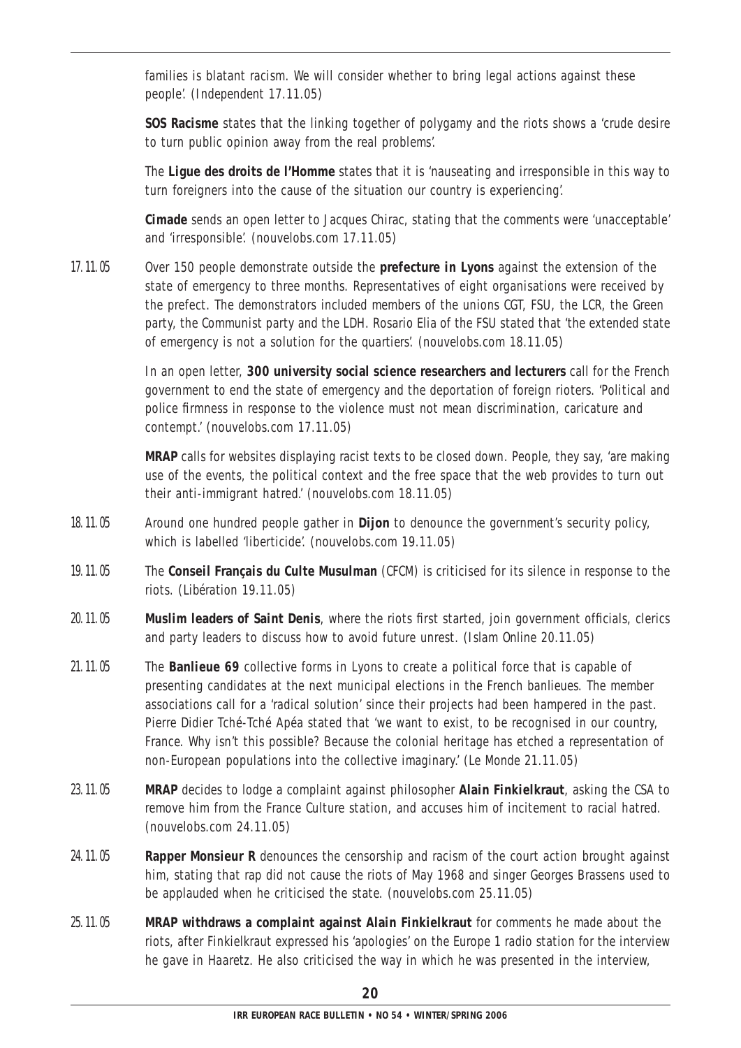families is blatant racism. We will consider whether to bring legal actions against these people'. (Independent 17.11.05)

**SOS Racisme** states that the linking together of polygamy and the riots shows a 'crude desire to turn public opinion away from the real problems'.

The **Ligue des droits de l'Homme** states that it is 'nauseating and irresponsible in this way to turn foreigners into the cause of the situation our country is experiencing'.

**Cimade** sends an open letter to Jacques Chirac, stating that the comments were 'unacceptable' and 'irresponsible'. (nouvelobs.com 17.11.05)

17.11.05 Over 150 people demonstrate outside the **prefecture in Lyons** against the extension of the state of emergency to three months. Representatives of eight organisations were received by the prefect. The demonstrators included members of the unions CGT, FSU, the LCR, the Green party, the Communist party and the LDH. Rosario Elia of the FSU stated that 'the extended state of emergency is not a solution for the quartiers'. (nouvelobs.com 18.11.05)

In an open letter, **300 university social science researchers and lecturers** call for the French government to end the state of emergency and the deportation of foreign rioters. 'Political and police firmness in response to the violence must not mean discrimination, caricature and contempt.' (nouvelobs.com 17.11.05)

**MRAP** calls for websites displaying racist texts to be closed down. People, they say, 'are making use of the events, the political context and the free space that the web provides to turn out their anti-immigrant hatred.' (nouvelobs.com 18.11.05)

18.11.05 Around one hundred people gather in **Dijon** to denounce the government's security policy, which is labelled 'liberticide'. (nouvelobs.com 19.11.05)

19.11.05 The **Conseil Français du Culte Musulman** (CFCM) is criticised for its silence in response to the riots. (Libération 19.11.05)

20.11.05 **Muslim leaders of Saint Denis**, where the riots first started, join government officials, clerics and party leaders to discuss how to avoid future unrest. (Islam Online 20.11.05)

21.11.05 The **Banlieue 69** collective forms in Lyons to create a political force that is capable of presenting candidates at the next municipal elections in the French banlieues. The member associations call for a 'radical solution' since their projects had been hampered in the past. Pierre Didier Tché-Tché Apéa stated that 'we want to exist, to be recognised in our country, France. Why isn't this possible? Because the colonial heritage has etched a representation of non-European populations into the collective imaginary.' (Le Monde 21.11.05)

23.11.05 **MRAP** decides to lodge a complaint against philosopher **Alain Finkielkraut**, asking the CSA to remove him from the France Culture station, and accuses him of incitement to racial hatred. (nouvelobs.com 24.11.05)

24.11.05 **Rapper Monsieur R** denounces the censorship and racism of the court action brought against him, stating that rap did not cause the riots of May 1968 and singer Georges Brassens used to be applauded when he criticised the state. (nouvelobs.com 25.11.05)

25.11.05 **MRAP withdraws a complaint against Alain Finkielkraut** for comments he made about the riots, after Finkielkraut expressed his 'apologies' on the Europe 1 radio station for the interview he gave in Haaretz. He also criticised the way in which he was presented in the interview,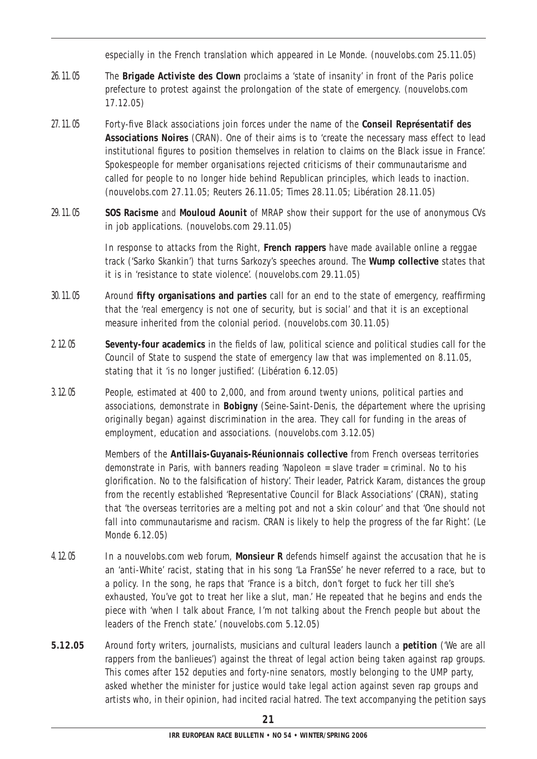especially in the French translation which appeared in Le Monde. (nouvelobs.com 25.11.05)

26.11.05 The **Brigade Activiste des Clown** proclaims a 'state of insanity' in front of the Paris police prefecture to protest against the prolongation of the state of emergency. (nouvelobs.com 17.12.05)

27.11.05 Forty-five Black associations join forces under the name of the **Conseil Représentatif des Associations Noires** (CRAN). One of their aims is to 'create the necessary mass effect to lead institutional figures to position themselves in relation to claims on the Black issue in France'. Spokespeople for member organisations rejected criticisms of their communautarisme and called for people to no longer hide behind Republican principles, which leads to inaction. (nouvelobs.com 27.11.05; Reuters 26.11.05; Times 28.11.05; Libération 28.11.05)

29.11.05 **SOS Racisme** and **Mouloud Aounit** of MRAP show their support for the use of anonymous CVs in job applications. (nouvelobs.com 29.11.05)

In response to attacks from the Right, **French rappers** have made available online a reggae track ('Sarko Skankin') that turns Sarkozy's speeches around. The **Wump collective** states that it is in 'resistance to state violence'. (nouvelobs.com 29.11.05)

30.11.05 Around **fifty organisations and parties** call for an end to the state of emergency, reaffirming that the 'real emergency is not one of security, but is social' and that it is an exceptional measure inherited from the colonial period. (nouvelobs.com 30.11.05)

2.12.05 **Seventy-four academics** in the fields of law, political science and political studies call for the Council of State to suspend the state of emergency law that was implemented on 8.11.05, stating that it 'is no longer justified'. (Libération 6.12.05)

3.12.05 People, estimated at 400 to 2,000, and from around twenty unions, political parties and associations, demonstrate in **Bobigny** (Seine-Saint-Denis, the département where the uprising originally began) against discrimination in the area. They call for funding in the areas of employment, education and associations. (nouvelobs.com 3.12.05)

Members of the **Antillais-Guyanais-Réunionnais collective** from French overseas territories demonstrate in Paris, with banners reading 'Napoleon = slave trader = criminal. No to his glorification. No to the falsification of history'. Their leader, Patrick Karam, distances the group from the recently established 'Representative Council for Black Associations' (CRAN), stating that 'the overseas territories are a melting pot and not a skin colour' and that 'One should not fall into communautarisme and racism. CRAN is likely to help the progress of the far Right'. (Le Monde 6.12.05)

4.12.05 In a nouvelobs.com web forum, **Monsieur R** defends himself against the accusation that he is an 'anti-White' racist, stating that in his song 'La FranSSe' he never referred to a race, but to a policy. In the song, he raps that 'France is a bitch, don't forget to fuck her till she's exhausted, You've got to treat her like a slut, man.' He repeated that he begins and ends the piece with 'when I talk about France, I'm not talking about the French people but about the leaders of the French state.' (nouvelobs.com 5.12.05)

**5.12.05** Around forty writers, journalists, musicians and cultural leaders launch a **petition** ('We are all rappers from the banlieues') against the threat of legal action being taken against rap groups. This comes after 152 deputies and forty-nine senators, mostly belonging to the UMP party, asked whether the minister for justice would take legal action against seven rap groups and artists who, in their opinion, had incited racial hatred. The text accompanying the petition says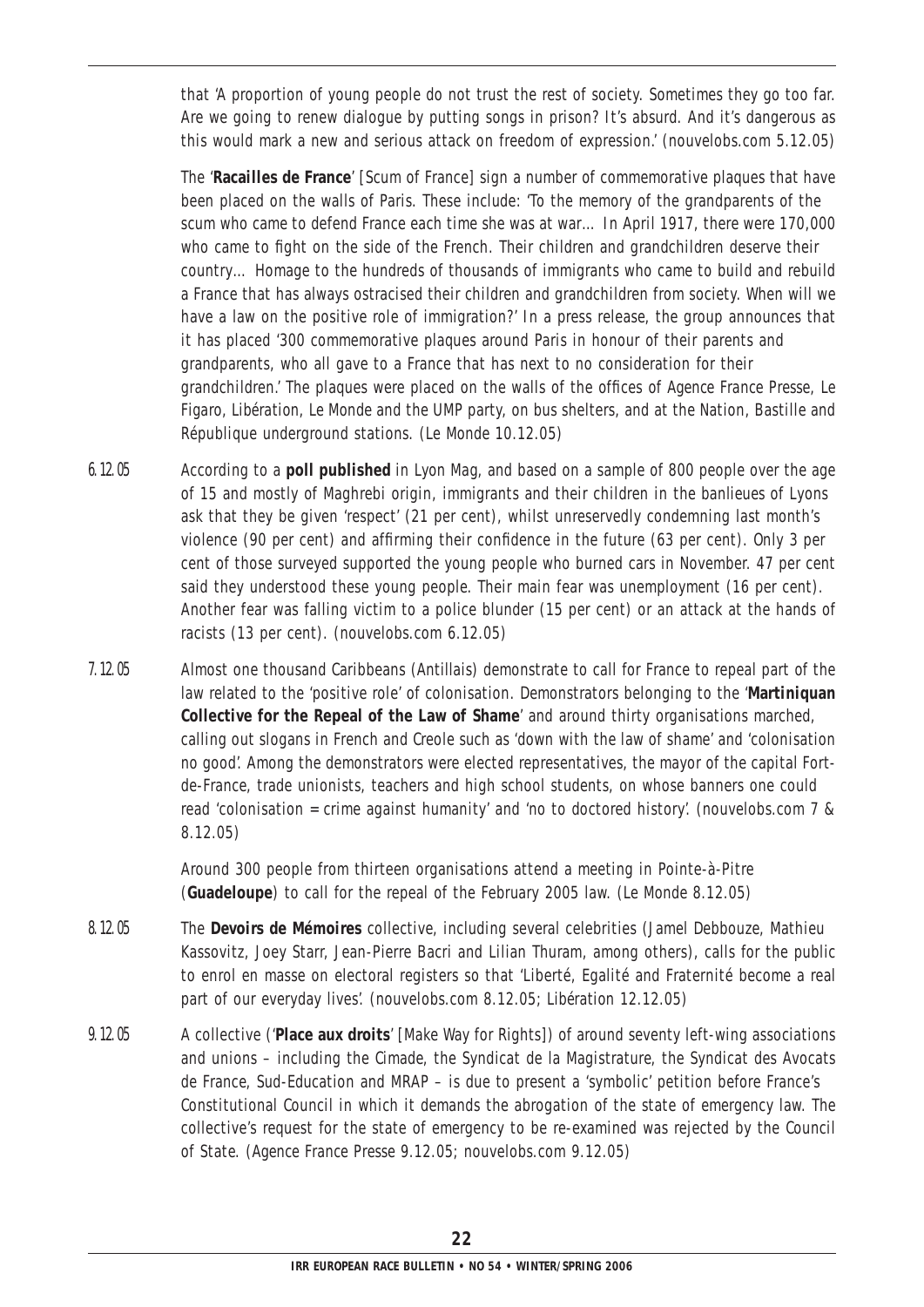that 'A proportion of young people do not trust the rest of society. Sometimes they go too far. Are we going to renew dialogue by putting songs in prison? It's absurd. And it's dangerous as this would mark a new and serious attack on freedom of expression.' (nouvelobs.com 5.12.05)

The '**Racailles de France**' [Scum of France] sign a number of commemorative plaques that have been placed on the walls of Paris. These include: 'To the memory of the grandparents of the scum who came to defend France each time she was at war… In April 1917, there were 170,000 who came to fight on the side of the French. Their children and grandchildren deserve their country… Homage to the hundreds of thousands of immigrants who came to build and rebuild a France that has always ostracised their children and grandchildren from society. When will we have a law on the positive role of immigration?' In a press release, the group announces that it has placed '300 commemorative plaques around Paris in honour of their parents and grandparents, who all gave to a France that has next to no consideration for their grandchildren.' The plaques were placed on the walls of the offices of Agence France Presse, Le Figaro, Libération, Le Monde and the UMP party, on bus shelters, and at the Nation, Bastille and République underground stations. (Le Monde 10.12.05)

*6.12.05* According to a **poll published** in Lyon Mag, and based on a sample of 800 people over the age of 15 and mostly of Maghrebi origin, immigrants and their children in the banlieues of Lyons ask that they be given 'respect' (21 per cent), whilst unreservedly condemning last month's violence (90 per cent) and affirming their confidence in the future (63 per cent). Only 3 per cent of those surveyed supported the young people who burned cars in November. 47 per cent said they understood these young people. Their main fear was unemployment (16 per cent). Another fear was falling victim to a police blunder (15 per cent) or an attack at the hands of racists (13 per cent). (nouvelobs.com 6.12.05)

*7.12.05* Almost one thousand Caribbeans (Antillais) demonstrate to call for France to repeal part of the law related to the 'positive role' of colonisation. Demonstrators belonging to the '**Martiniquan Collective for the Repeal of the Law of Shame**' and around thirty organisations marched, calling out slogans in French and Creole such as 'down with the law of shame' and 'colonisation no good'. Among the demonstrators were elected representatives, the mayor of the capital Fort-de-France, trade unionists, teachers and high school students, on whose banners one could read 'colonisation = crime against humanity' and 'no to doctored history'. (nouvelobs.com 7 & 8.12.05)

Around 300 people from thirteen organisations attend a meeting in Pointe-à-Pitre (**Guadeloupe**) to call for the repeal of the February 2005 law. (Le Monde 8.12.05)

*8.12.05* The **Devoirs de Mémoires** collective, including several celebrities (Jamel Debbouze, Mathieu Kassovitz, Joey Starr, Jean-Pierre Bacri and Lilian Thuram, among others), calls for the public to enrol en masse on electoral registers so that 'Liberté, Egalité and Fraternité become a real part of our everyday lives'. (nouvelobs.com 8.12.05; Libération 12.12.05)

*9.12.05* A collective ('**Place aux droits**' [Make Way for Rights]) of around seventy left-wing associations and unions – including the Cimade, the Syndicat de la Magistrature, the Syndicat des Avocats de France, Sud-Education and MRAP – is due to present a 'symbolic' petition before France's Constitutional Council in which it demands the abrogation of the state of emergency law. The collective's request for the state of emergency to be re-examined was rejected by the Council of State. (Agence France Presse 9.12.05; nouvelobs.com 9.12.05)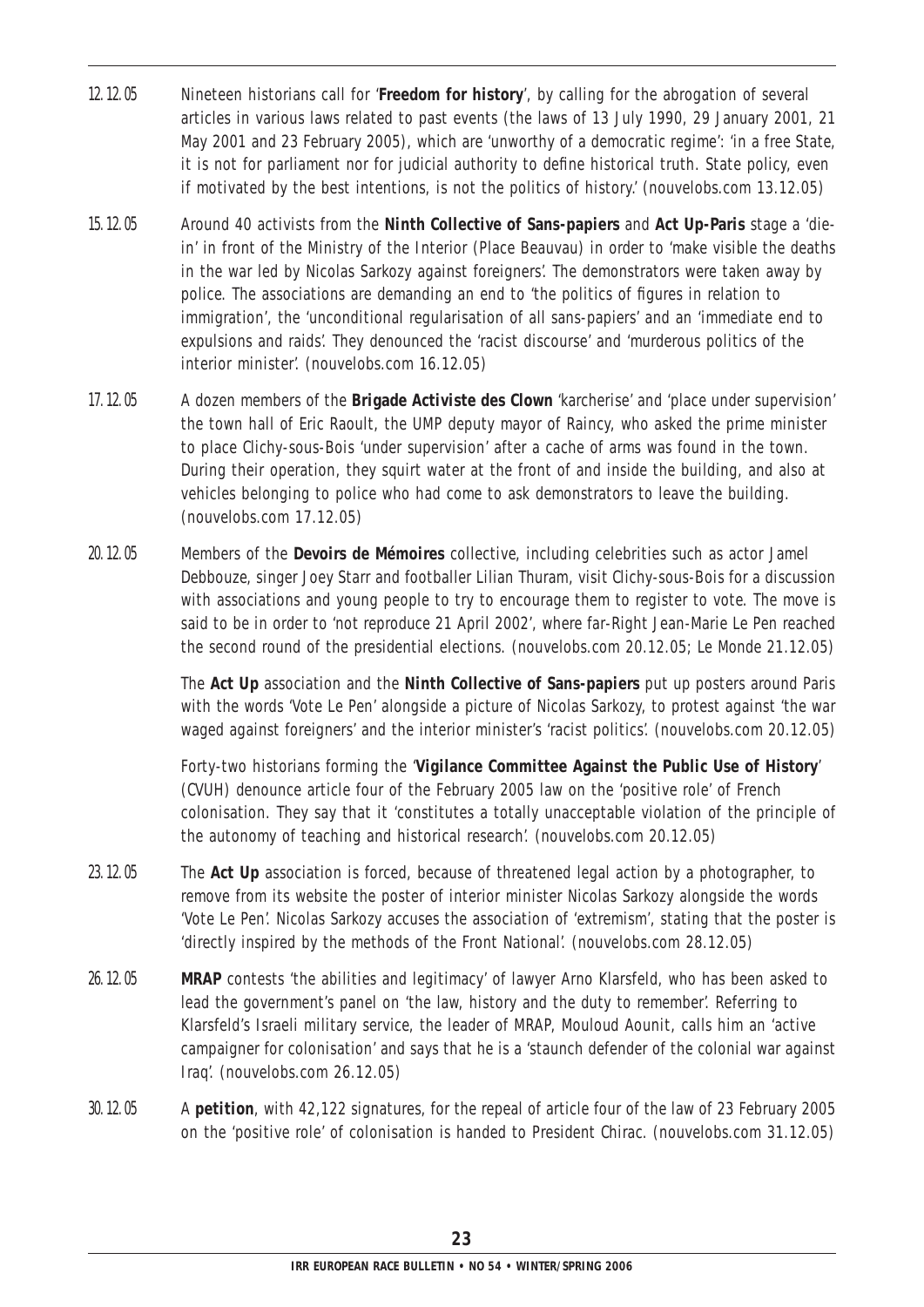12.12.05 Nineteen historians call for '**Freedom for history**', by calling for the abrogation of several articles in various laws related to past events (the laws of 13 July 1990, 29 January 2001, 21 May 2001 and 23 February 2005), which are 'unworthy of a democratic regime': 'in a free State, it is not for parliament nor for judicial authority to define historical truth. State policy, even if motivated by the best intentions, is not the politics of history.' (nouvelobs.com 13.12.05)

15.12.05 Around 40 activists from the **Ninth Collective of Sans-papiers** and **Act Up-Paris** stage a 'die-in' in front of the Ministry of the Interior (Place Beauvau) in order to 'make visible the deaths in the war led by Nicolas Sarkozy against foreigners'. The demonstrators were taken away by police. The associations are demanding an end to 'the politics of figures in relation to immigration', the 'unconditional regularisation of all sans-papiers' and an 'immediate end to expulsions and raids'. They denounced the 'racist discourse' and 'murderous politics of the interior minister'. (nouvelobs.com 16.12.05)

17.12.05 A dozen members of the **Brigade Activiste des Clown** 'karcherise' and 'place under supervision' the town hall of Eric Raoult, the UMP deputy mayor of Raincy, who asked the prime minister to place Clichy-sous-Bois 'under supervision' after a cache of arms was found in the town. During their operation, they squirt water at the front of and inside the building, and also at vehicles belonging to police who had come to ask demonstrators to leave the building. (nouvelobs.com 17.12.05)

20.12.05 Members of the **Devoirs de Mémoires** collective, including celebrities such as actor Jamel Debbouze, singer Joey Starr and footballer Lilian Thuram, visit Clichy-sous-Bois for a discussion with associations and young people to try to encourage them to register to vote. The move is said to be in order to 'not reproduce 21 April 2002', where far-Right Jean-Marie Le Pen reached the second round of the presidential elections. (nouvelobs.com 20.12.05; Le Monde 21.12.05)

The **Act Up** association and the **Ninth Collective of Sans-papiers** put up posters around Paris with the words 'Vote Le Pen' alongside a picture of Nicolas Sarkozy, to protest against 'the war waged against foreigners' and the interior minister's 'racist politics'. (nouvelobs.com 20.12.05)

Forty-two historians forming the '**Vigilance Committee Against the Public Use of History**' (CVUH) denounce article four of the February 2005 law on the 'positive role' of French colonisation. They say that it 'constitutes a totally unacceptable violation of the principle of the autonomy of teaching and historical research'. (nouvelobs.com 20.12.05)

23.12.05 The **Act Up** association is forced, because of threatened legal action by a photographer, to remove from its website the poster of interior minister Nicolas Sarkozy alongside the words 'Vote Le Pen'. Nicolas Sarkozy accuses the association of 'extremism', stating that the poster is 'directly inspired by the methods of the Front National'. (nouvelobs.com 28.12.05)

26.12.05 **MRAP** contests 'the abilities and legitimacy' of lawyer Arno Klarsfeld, who has been asked to lead the government's panel on 'the law, history and the duty to remember'. Referring to Klarsfeld's Israeli military service, the leader of MRAP, Mouloud Aounit, calls him an 'active campaigner for colonisation' and says that he is a 'staunch defender of the colonial war against Iraq'. (nouvelobs.com 26.12.05)

30.12.05 A ***petition***, with 42,122 signatures, for the repeal of article four of the law of 23 February 2005 on the 'positive role' of colonisation is handed to President Chirac. (nouvelobs.com 31.12.05)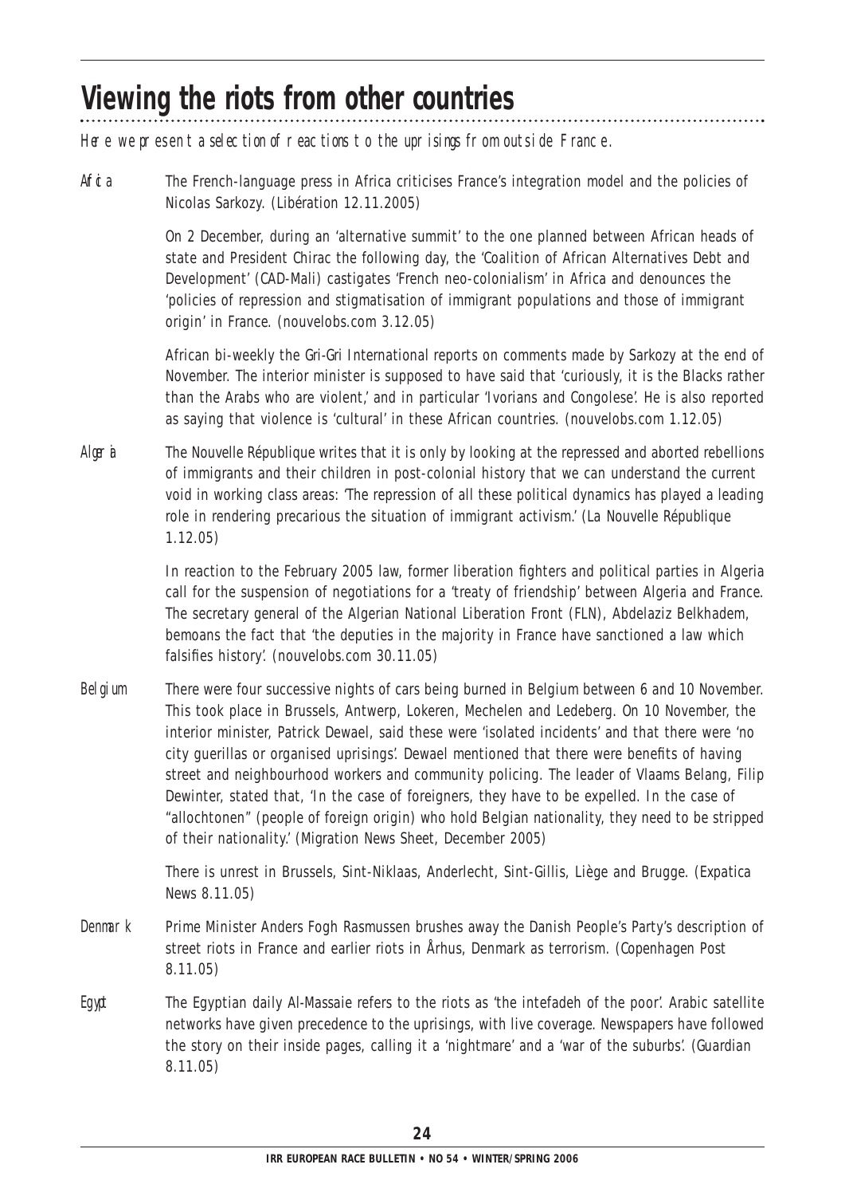# Viewing the riots from other countries

*Here we present a selection of reactions to the uprisings from outside France.*

*Africa*

The French-language press in Africa criticises France's integration model and the policies of Nicolas Sarkozy. (*Libération* 12.11.2005)

On 2 December, during an 'alternative summit' to the one planned between African heads of state and President Chirac the following day, the 'Coalition of African Alternatives Debt and Development' (CAD-Mali) castigates 'French neo-colonialism' in Africa and denounces the 'policies of repression and stigmatisation of immigrant populations and those of immigrant origin' in France. (nouvelobs.com 3.12.05)

African bi-weekly the *Gri-Gri International* reports on comments made by Sarkozy at the end of November. The interior minister is supposed to have said that 'curiously, it is the Blacks rather than the Arabs who are violent,' and in particular 'Ivorians and Congolese'. He is also reported as saying that violence is 'cultural' in these African countries. (nouvelobs.com 1.12.05)

*Algeria*

The *Nouvelle République* writes that it is only by looking at the repressed and aborted rebellions of immigrants and their children in post-colonial history that we can understand the current void in working class areas: 'The repression of all these political dynamics has played a leading role in rendering precarious the situation of immigrant activism.' (*La Nouvelle République* 1.12.05)

In reaction to the February 2005 law, former liberation fighters and political parties in Algeria call for the suspension of negotiations for a 'treaty of friendship' between Algeria and France. The secretary general of the Algerian National Liberation Front (FLN), Abdelaziz Belkhadem, bemoans the fact that 'the deputies in the majority in France have sanctioned a law which falsifies history'. (nouvelobs.com 30.11.05)

*Belgium*

There were four successive nights of cars being burned in Belgium between 6 and 10 November. This took place in Brussels, Antwerp, Lokeren, Mechelen and Ledeberg. On 10 November, the interior minister, Patrick Dewael, said these were 'isolated incidents' and that there were 'no city guerillas or organised uprisings'. Dewael mentioned that there were benefits of having street and neighbourhood workers and community policing. The leader of Vlaams Belang, Filip Dewinter, stated that, 'In the case of foreigners, they have to be expelled. In the case of "allochtonen" (people of foreign origin) who hold Belgian nationality, they need to be stripped of their nationality.' (*Migration News Sheet*, December 2005)

There is unrest in Brussels, Sint-Niklaas, Anderlecht, Sint-Gillis, Liège and Brugge. (*Expatica News* 8.11.05)

*Denmark*

Prime Minister Anders Fogh Rasmussen brushes away the Danish People's Party's description of street riots in France and earlier riots in Århus, Denmark as terrorism. (*Copenhagen Post* 8.11.05)

*Egypt*

The Egyptian daily *Al-Massaie* refers to the riots as 'the intefadeh of the poor'. Arabic satellite networks have given precedence to the uprisings, with live coverage. Newspapers have followed the story on their inside pages, calling it a 'nightmare' and a 'war of the suburbs'. (*Guardian* 8.11.05)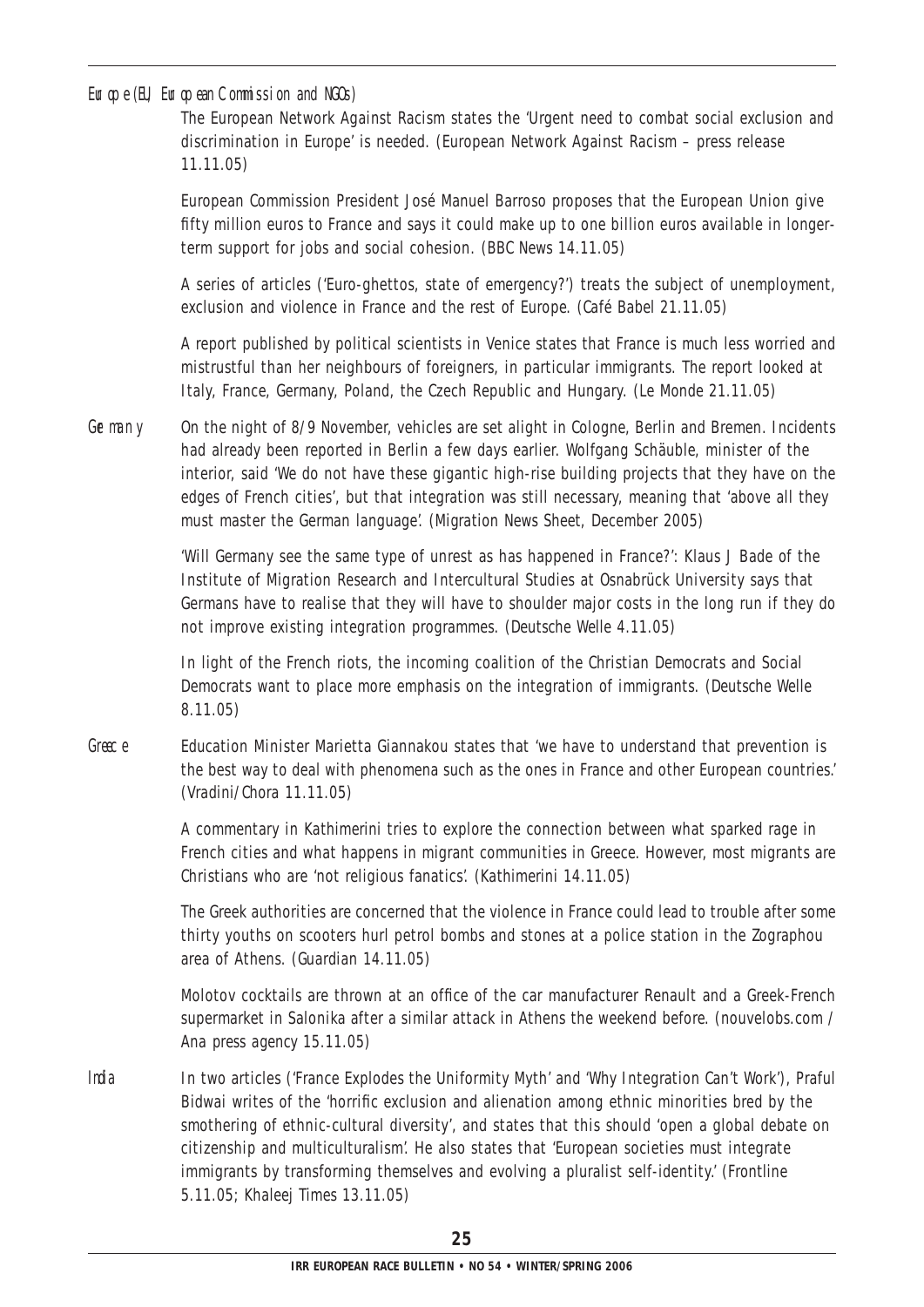*Europe (EU, European Commission and NGOs)*

The European Network Against Racism states the 'Urgent need to combat social exclusion and discrimination in Europe' is needed. (European Network Against Racism – press release 11.11.05)

European Commission President José Manuel Barroso proposes that the European Union give fifty million euros to France and says it could make up to one billion euros available in longer-term support for jobs and social cohesion. (BBC News 14.11.05)

A series of articles ('Euro-ghettos, state of emergency?') treats the subject of unemployment, exclusion and violence in France and the rest of Europe. (Café Babel 21.11.05)

A report published by political scientists in Venice states that France is much less worried and mistrustful than her neighbours of foreigners, in particular immigrants. The report looked at Italy, France, Germany, Poland, the Czech Republic and Hungary. (Le Monde 21.11.05)

*Germany*

On the night of 8/9 November, vehicles are set alight in Cologne, Berlin and Bremen. Incidents had already been reported in Berlin a few days earlier. Wolfgang Schäuble, minister of the interior, said 'We do not have these gigantic high-rise building projects that they have on the edges of French cities', but that integration was still necessary, meaning that 'above all they must master the German language'. (Migration News Sheet, December 2005)

'Will Germany see the same type of unrest as has happened in France?': Klaus J Bade of the Institute of Migration Research and Intercultural Studies at Osnabrück University says that Germans have to realise that they will have to shoulder major costs in the long run if they do not improve existing integration programmes. (Deutsche Welle 4.11.05)

In light of the French riots, the incoming coalition of the Christian Democrats and Social Democrats want to place more emphasis on the integration of immigrants. (Deutsche Welle 8.11.05)

*Greece*

Education Minister Marietta Giannakou states that 'we have to understand that prevention is the best way to deal with phenomena such as the ones in France and other European countries.' (Vradini/Chora 11.11.05)

A commentary in Kathimerini tries to explore the connection between what sparked rage in French cities and what happens in migrant communities in Greece. However, most migrants are Christians who are 'not religious fanatics'. (Kathimerini 14.11.05)

The Greek authorities are concerned that the violence in France could lead to trouble after some thirty youths on scooters hurl petrol bombs and stones at a police station in the Zographou area of Athens. (Guardian 14.11.05)

Molotov cocktails are thrown at an office of the car manufacturer Renault and a Greek-French supermarket in Salonika after a similar attack in Athens the weekend before. (nouvelobs.com / Ana press agency 15.11.05)

*India*

In two articles ('France Explodes the Uniformity Myth' and 'Why Integration Can't Work'), Praful Bidwai writes of the 'horrific exclusion and alienation among ethnic minorities bred by the smothering of ethnic-cultural diversity', and states that this should 'open a global debate on citizenship and multiculturalism'. He also states that 'European societies must integrate immigrants by transforming themselves and evolving a pluralist self-identity.' (Frontline 5.11.05; Khaleej Times 13.11.05)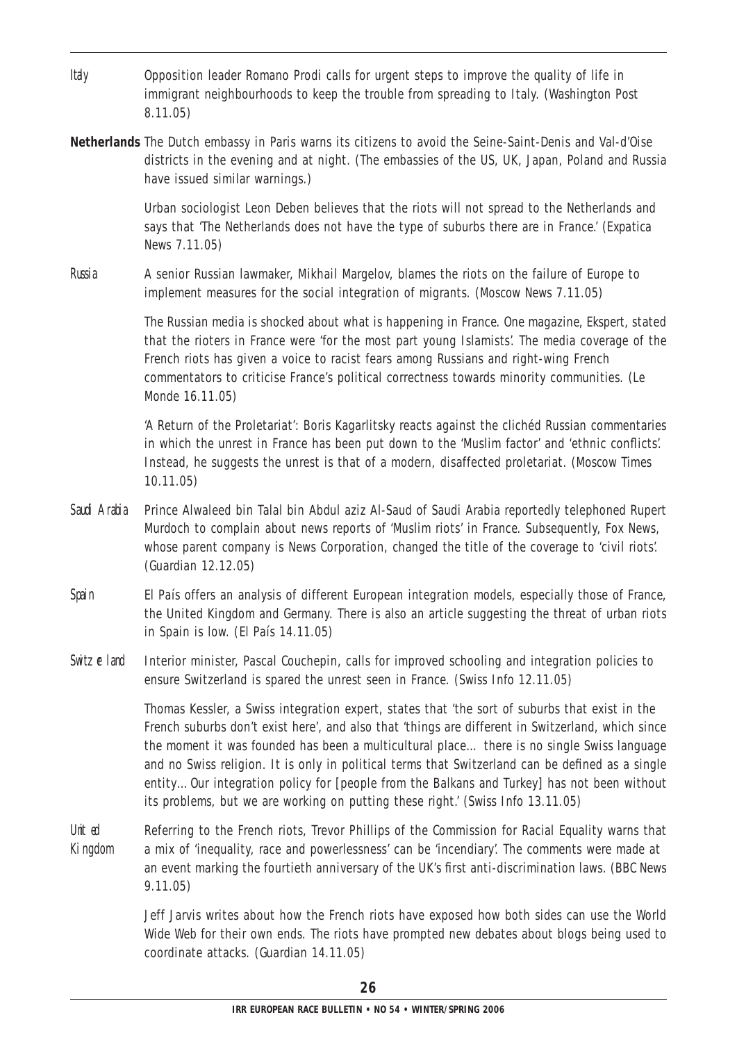*Italy* Opposition leader Romano Prodi calls for urgent steps to improve the quality of life in immigrant neighbourhoods to keep the trouble from spreading to Italy. (*Washington Post* 8.11.05)

**Netherlands** The Dutch embassy in Paris warns its citizens to avoid the Seine-Saint-Denis and Val-d'Oise districts in the evening and at night. (The embassies of the US, UK, Japan, Poland and Russia have issued similar warnings.)

Urban sociologist Leon Deben believes that the riots will not spread to the Netherlands and says that 'The Netherlands does not have the type of suburbs there are in France.' (*Expatica News* 7.11.05)

*Russia* A senior Russian lawmaker, Mikhail Margelov, blames the riots on the failure of Europe to implement measures for the social integration of migrants. (*Moscow News* 7.11.05)

The Russian media is shocked about what is happening in France. One magazine, *Ekspert*, stated that the rioters in France were 'for the most part young Islamists'. The media coverage of the French riots has given a voice to racist fears among Russians and right-wing French commentators to criticise France's political correctness towards minority communities. (*Le Monde* 16.11.05)

'A Return of the Proletariat': Boris Kagarlitsky reacts against the clichéd Russian commentaries in which the unrest in France has been put down to the 'Muslim factor' and 'ethnic conflicts'. Instead, he suggests the unrest is that of a modern, disaffected proletariat. (*Moscow Times* 10.11.05)

*Saudi Arabia* Prince Alwaleed bin Talal bin Abdul aziz Al-Saud of Saudi Arabia reportedly telephoned Rupert Murdoch to complain about news reports of 'Muslim riots' in France. Subsequently, Fox News, whose parent company is News Corporation, changed the title of the coverage to 'civil riots'. (*Guardian* 12.12.05)

*Spain* *El País* offers an analysis of different European integration models, especially those of France, the United Kingdom and Germany. There is also an article suggesting the threat of urban riots in Spain is low. (*El País* 14.11.05)

*Switzerland* Interior minister, Pascal Couchepin, calls for improved schooling and integration policies to ensure Switzerland is spared the unrest seen in France. (*Swiss Info* 12.11.05)

Thomas Kessler, a Swiss integration expert, states that 'the sort of suburbs that exist in the French suburbs don't exist here', and also that 'things are different in Switzerland, which since the moment it was founded has been a multicultural place… there is no single Swiss language and no Swiss religion. It is only in political terms that Switzerland can be defined as a single entity… Our integration policy for [people from the Balkans and Turkey] has not been without its problems, but we are working on putting these right.' (*Swiss Info* 13.11.05)

*United Kingdom* Referring to the French riots, Trevor Phillips of the Commission for Racial Equality warns that a mix of 'inequality, race and powerlessness' can be 'incendiary'. The comments were made at an event marking the fortieth anniversary of the UK's first anti-discrimination laws. (*BBC News* 9.11.05)

Jeff Jarvis writes about how the French riots have exposed how both sides can use the World Wide Web for their own ends. The riots have prompted new debates about blogs being used to coordinate attacks. (*Guardian* 14.11.05)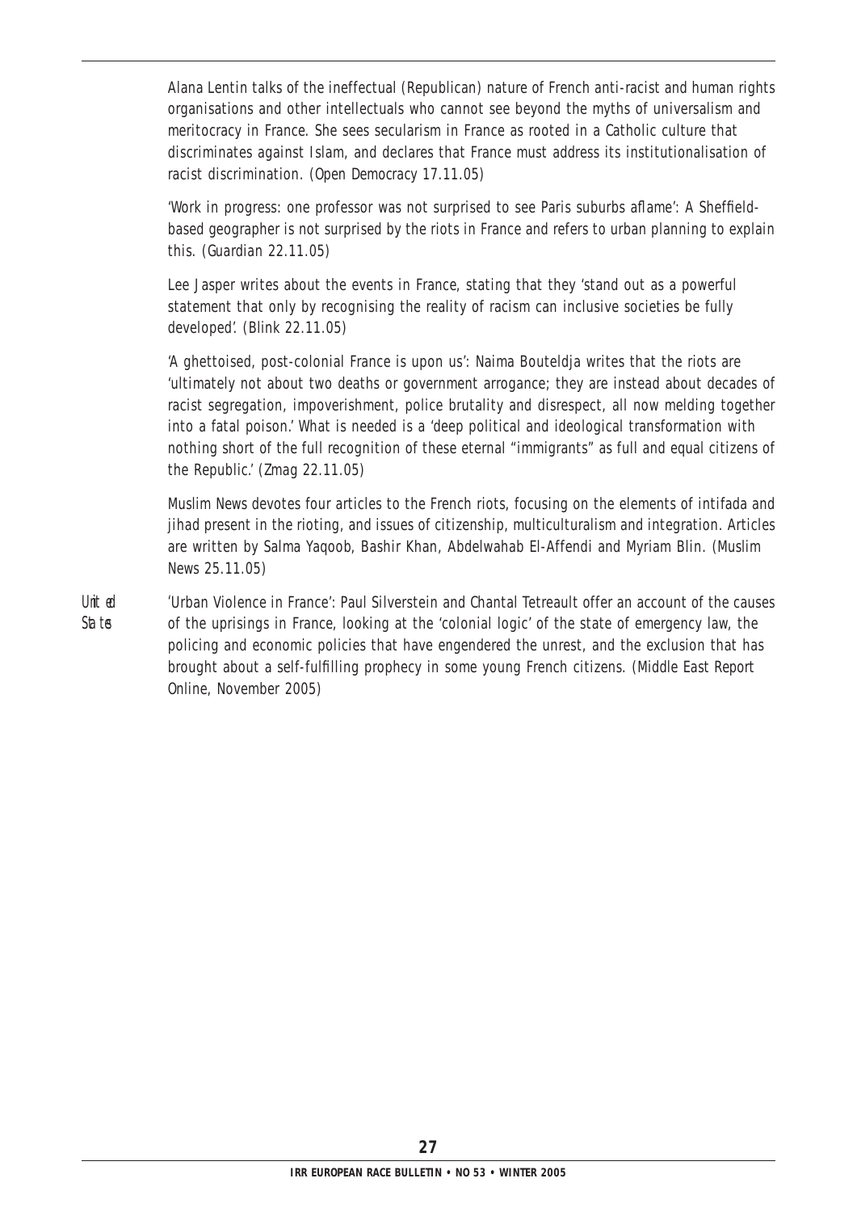Alana Lentin talks of the ineffectual (Republican) nature of French anti-racist and human rights organisations and other intellectuals who cannot see beyond the myths of universalism and meritocracy in France. She sees secularism in France as rooted in a Catholic culture that discriminates against Islam, and declares that France must address its institutionalisation of racist discrimination. (*Open Democracy* 17.11.05)

'Work in progress: one professor was not surprised to see Paris suburbs aflame': A Sheffield-based geographer is not surprised by the riots in France and refers to urban planning to explain this. (*Guardian* 22.11.05)

Lee Jasper writes about the events in France, stating that they 'stand out as a powerful statement that only by recognising the reality of racism can inclusive societies be fully developed'. (*Blink* 22.11.05)

'A ghettoised, post-colonial France is upon us': Naima Bouteldja writes that the riots are 'ultimately not about two deaths or government arrogance; they are instead about decades of racist segregation, impoverishment, police brutality and disrespect, all now melding together into a fatal poison.' What is needed is a 'deep political and ideological transformation with nothing short of the full recognition of these eternal "immigrants" as full and equal citizens of the Republic.' (*Zmag* 22.11.05)

*Muslim News* devotes four articles to the French riots, focusing on the elements of intifada and jihad present in the rioting, and issues of citizenship, multiculturalism and integration. Articles are written by Salma Yaqoob, Bashir Khan, Abdelwahab El-Affendi and Myriam Blin. (*Muslim News* 25.11.05)

*United States*

'Urban Violence in France': Paul Silverstein and Chantal Tetreault offer an account of the causes of the uprisings in France, looking at the 'colonial logic' of the state of emergency law, the policing and economic policies that have engendered the unrest, and the exclusion that has brought about a self-fulfilling prophecy in some young French citizens. (*Middle East Report Online*, November 2005)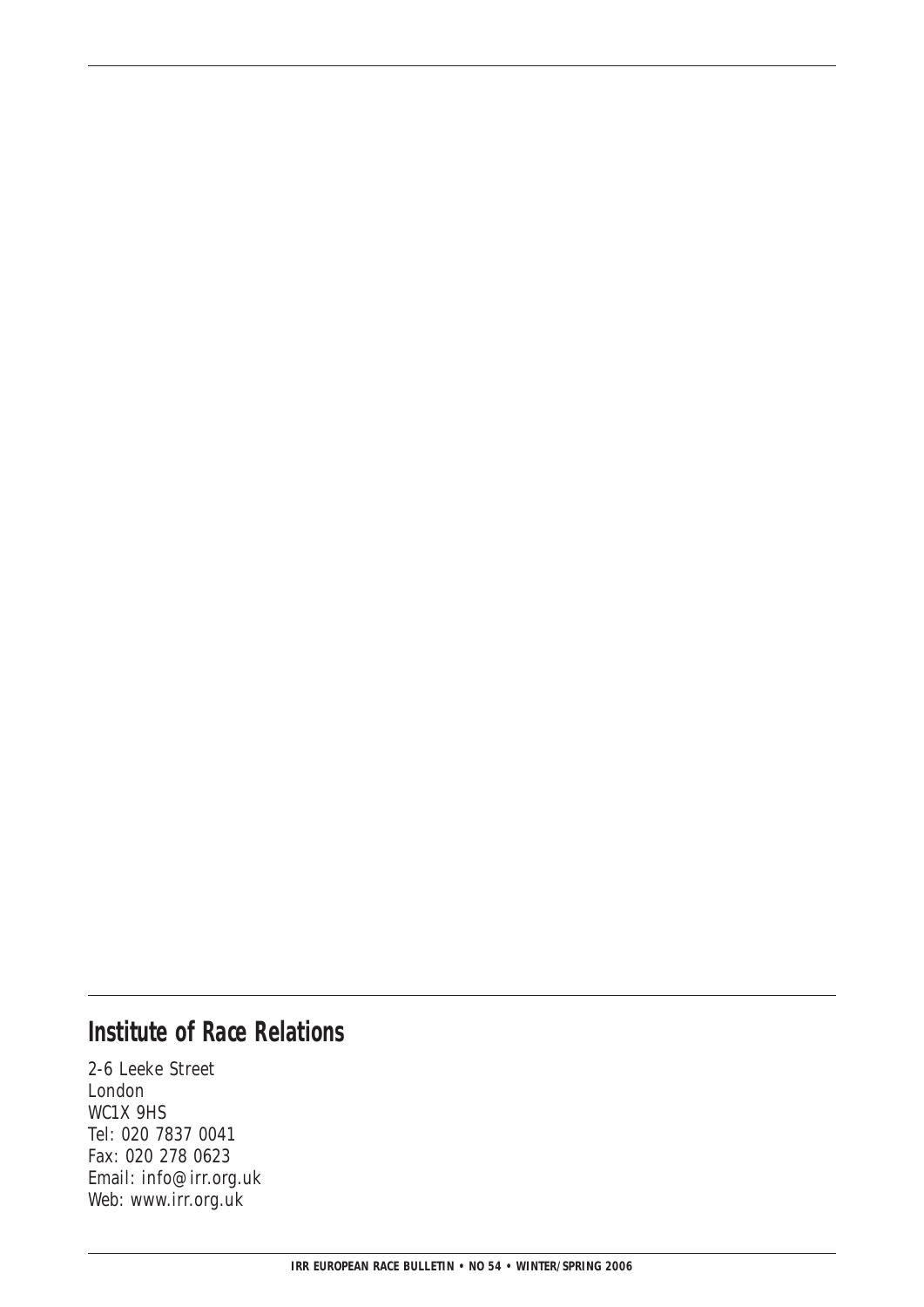## Institute of Race Relations

2-6 Leeke Street
London
WC1X 9HS
Tel: 020 7837 0041
Fax: 020 278 0623
Email: info@irr.org.uk
Web: www.irr.org.uk